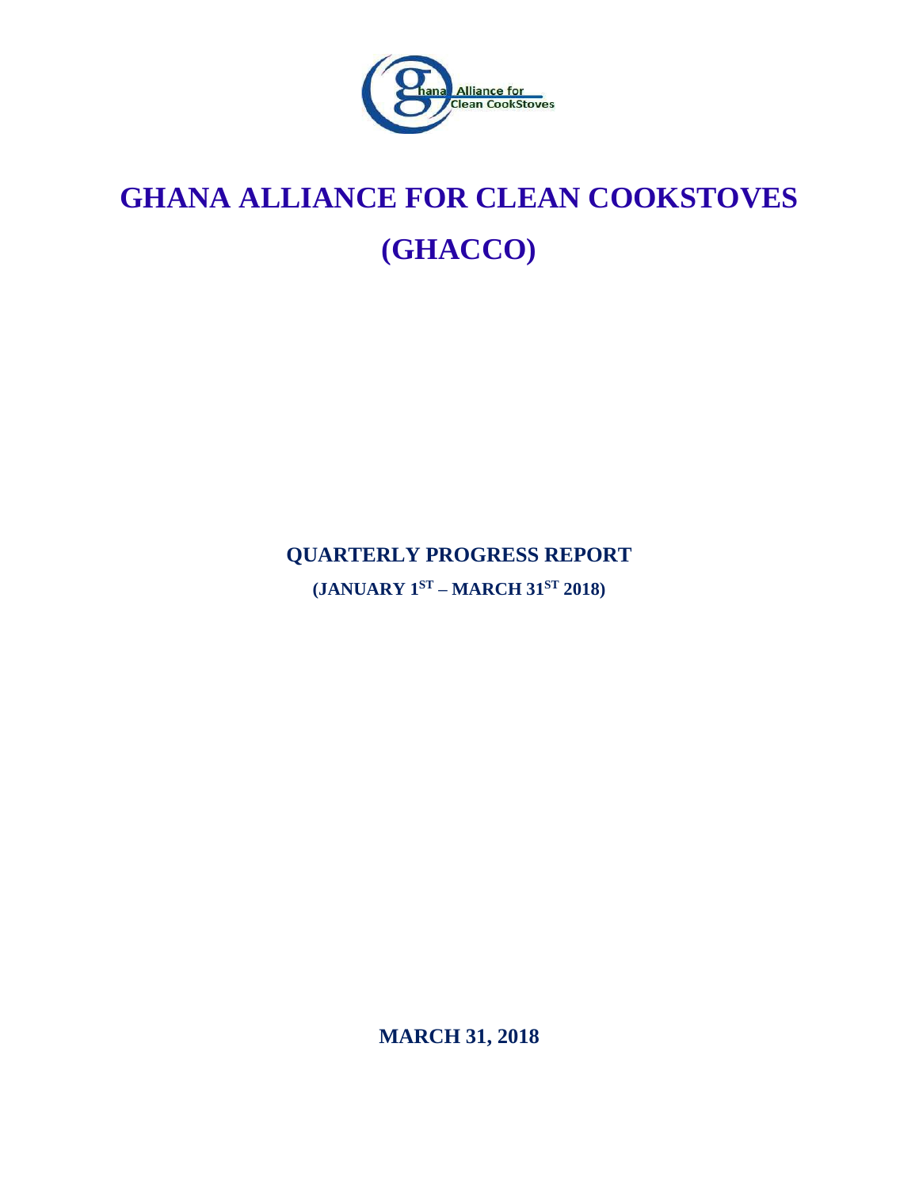# GHANA ALLIANCE FOR CLEAN COOKSTOVES (GHACCO)

## QUARTERLY PROGRESS REPORT

**(JANUARY 1ST – MARCH 31ST 2018)**

**MARCH 31, 2018**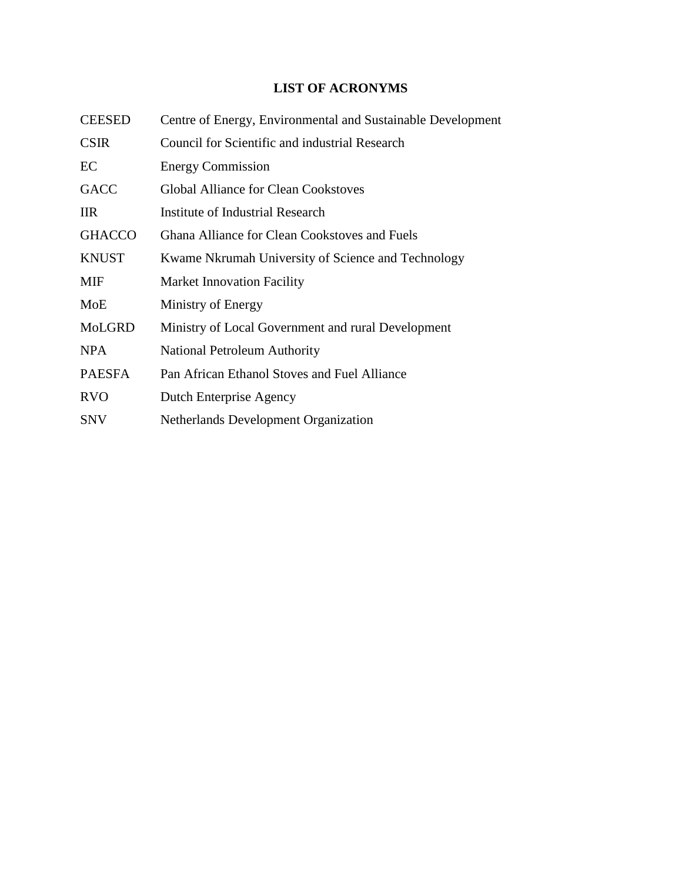# LIST OF ACRONYMS

| | |
|---|---|
| CEESED | Centre of Energy, Environmental and Sustainable Development |
| CSIR | Council for Scientific and industrial Research |
| EC | Energy Commission |
| GACC | Global Alliance for Clean Cookstoves |
| IIR | Institute of Industrial Research |
| GHACCO | Ghana Alliance for Clean Cookstoves and Fuels |
| KNUST | Kwame Nkrumah University of Science and Technology |
| MIF | Market Innovation Facility |
| MoE | Ministry of Energy |
| MoLGRD | Ministry of Local Government and rural Development |
| NPA | National Petroleum Authority |
| PAESFA | Pan African Ethanol Stoves and Fuel Alliance |
| RVO | Dutch Enterprise Agency |
| SNV | Netherlands Development Organization |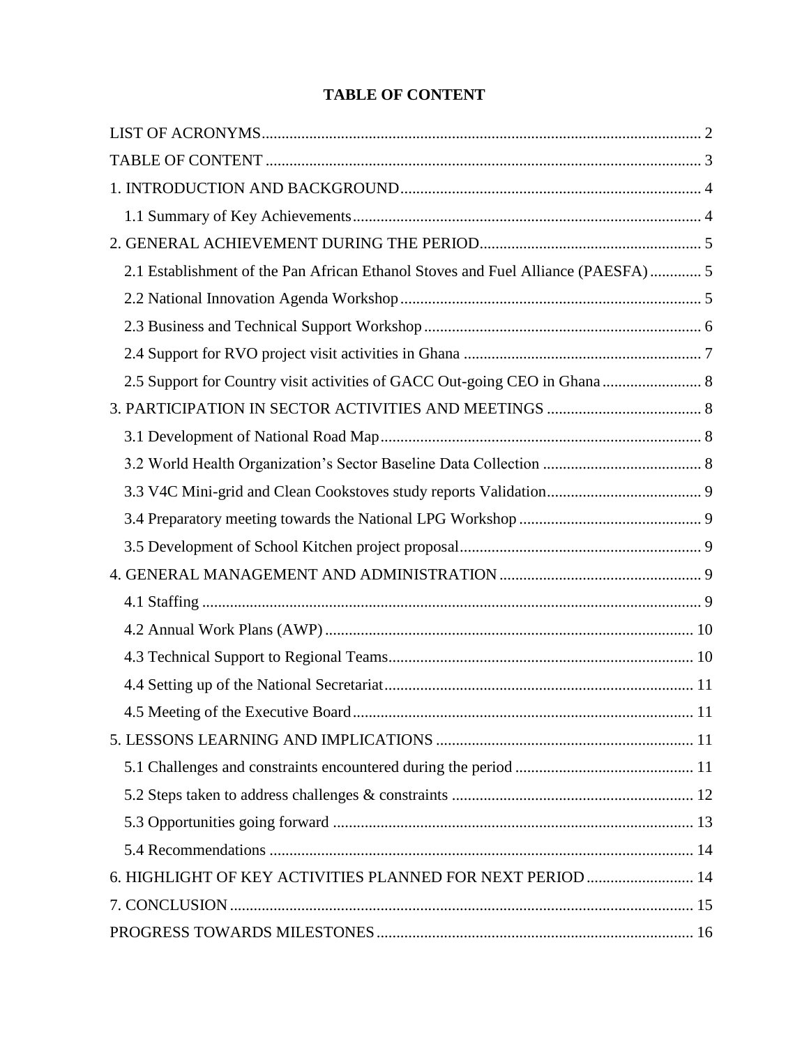# TABLE OF CONTENT

LIST OF ACRONYMS .......... 2
TABLE OF CONTENT .......... 3
1. INTRODUCTION AND BACKGROUND .......... 4
  1.1 Summary of Key Achievements .......... 4
2. GENERAL ACHIEVEMENT DURING THE PERIOD .......... 5
  2.1 Establishment of the Pan African Ethanol Stoves and Fuel Alliance (PAESFA) .......... 5
  2.2 National Innovation Agenda Workshop .......... 5
  2.3 Business and Technical Support Workshop .......... 6
  2.4 Support for RVO project visit activities in Ghana .......... 7
  2.5 Support for Country visit activities of GACC Out-going CEO in Ghana .......... 8
3. PARTICIPATION IN SECTOR ACTIVITIES AND MEETINGS .......... 8
  3.1 Development of National Road Map .......... 8
  3.2 World Health Organization's Sector Baseline Data Collection .......... 8
  3.3 V4C Mini-grid and Clean Cookstoves study reports Validation .......... 9
  3.4 Preparatory meeting towards the National LPG Workshop .......... 9
  3.5 Development of School Kitchen project proposal .......... 9
4. GENERAL MANAGEMENT AND ADMINISTRATION .......... 9
  4.1 Staffing .......... 9
  4.2 Annual Work Plans (AWP) .......... 10
  4.3 Technical Support to Regional Teams .......... 10
  4.4 Setting up of the National Secretariat .......... 11
  4.5 Meeting of the Executive Board .......... 11
5. LESSONS LEARNING AND IMPLICATIONS .......... 11
  5.1 Challenges and constraints encountered during the period .......... 11
  5.2 Steps taken to address challenges & constraints .......... 12
  5.3 Opportunities going forward .......... 13
  5.4 Recommendations .......... 14
6. HIGHLIGHT OF KEY ACTIVITIES PLANNED FOR NEXT PERIOD .......... 14
7. CONCLUSION .......... 15
PROGRESS TOWARDS MILESTONES .......... 16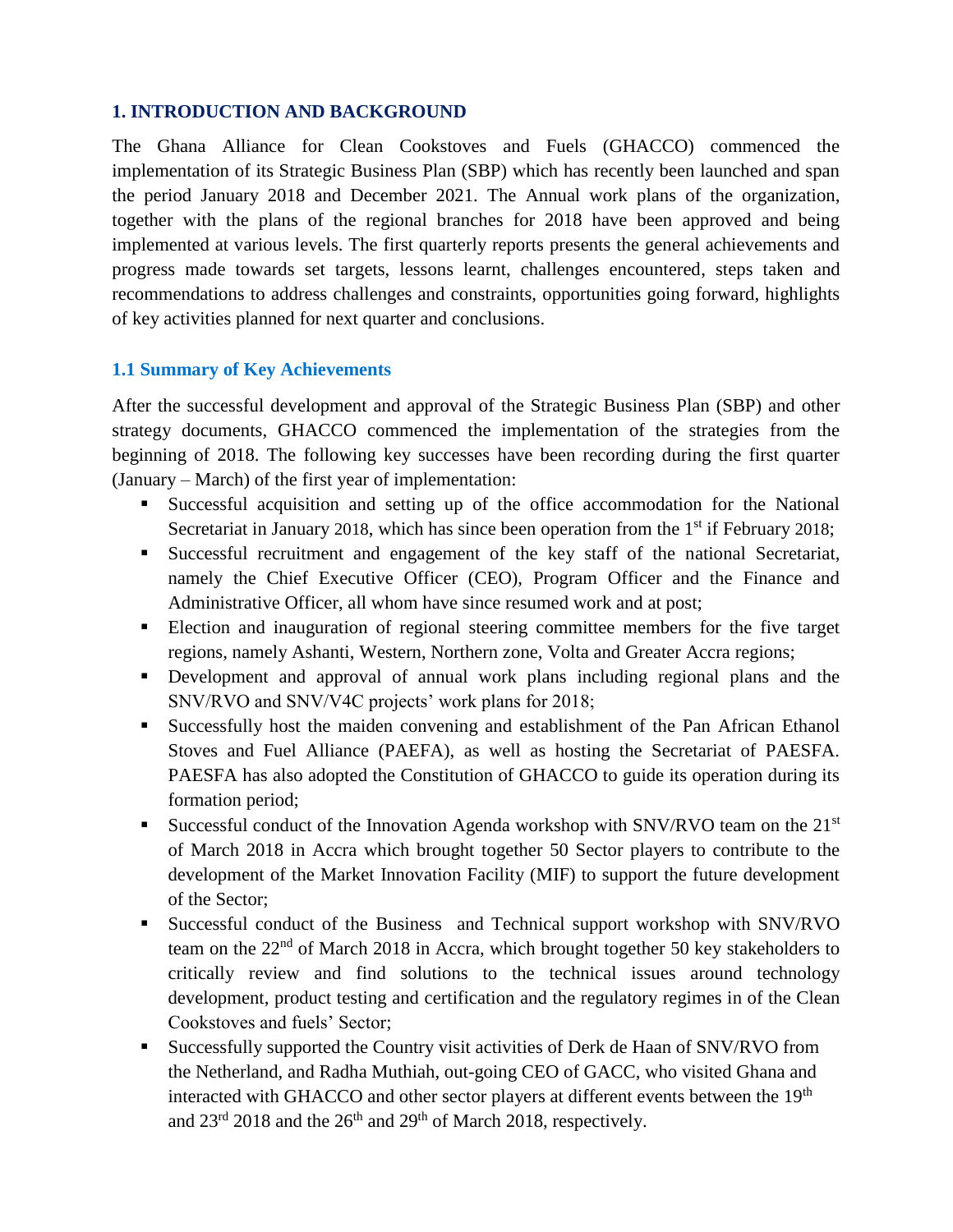## 1. INTRODUCTION AND BACKGROUND

The Ghana Alliance for Clean Cookstoves and Fuels (GHACCO) commenced the implementation of its Strategic Business Plan (SBP) which has recently been launched and span the period January 2018 and December 2021. The Annual work plans of the organization, together with the plans of the regional branches for 2018 have been approved and being implemented at various levels. The first quarterly reports presents the general achievements and progress made towards set targets, lessons learnt, challenges encountered, steps taken and recommendations to address challenges and constraints, opportunities going forward, highlights of key activities planned for next quarter and conclusions.

### 1.1 Summary of Key Achievements

After the successful development and approval of the Strategic Business Plan (SBP) and other strategy documents, GHACCO commenced the implementation of the strategies from the beginning of 2018. The following key successes have been recording during the first quarter (January – March) of the first year of implementation:

- Successful acquisition and setting up of the office accommodation for the National Secretariat in January 2018, which has since been operation from the 1st if February 2018;
- Successful recruitment and engagement of the key staff of the national Secretariat, namely the Chief Executive Officer (CEO), Program Officer and the Finance and Administrative Officer, all whom have since resumed work and at post;
- Election and inauguration of regional steering committee members for the five target regions, namely Ashanti, Western, Northern zone, Volta and Greater Accra regions;
- Development and approval of annual work plans including regional plans and the SNV/RVO and SNV/V4C projects' work plans for 2018;
- Successfully host the maiden convening and establishment of the Pan African Ethanol Stoves and Fuel Alliance (PAEFA), as well as hosting the Secretariat of PAESFA. PAESFA has also adopted the Constitution of GHACCO to guide its operation during its formation period;
- Successful conduct of the Innovation Agenda workshop with SNV/RVO team on the 21st of March 2018 in Accra which brought together 50 Sector players to contribute to the development of the Market Innovation Facility (MIF) to support the future development of the Sector;
- Successful conduct of the Business and Technical support workshop with SNV/RVO team on the 22nd of March 2018 in Accra, which brought together 50 key stakeholders to critically review and find solutions to the technical issues around technology development, product testing and certification and the regulatory regimes in of the Clean Cookstoves and fuels' Sector;
- Successfully supported the Country visit activities of Derk de Haan of SNV/RVO from the Netherland, and Radha Muthiah, out-going CEO of GACC, who visited Ghana and interacted with GHACCO and other sector players at different events between the 19th and 23rd 2018 and the 26th and 29th of March 2018, respectively.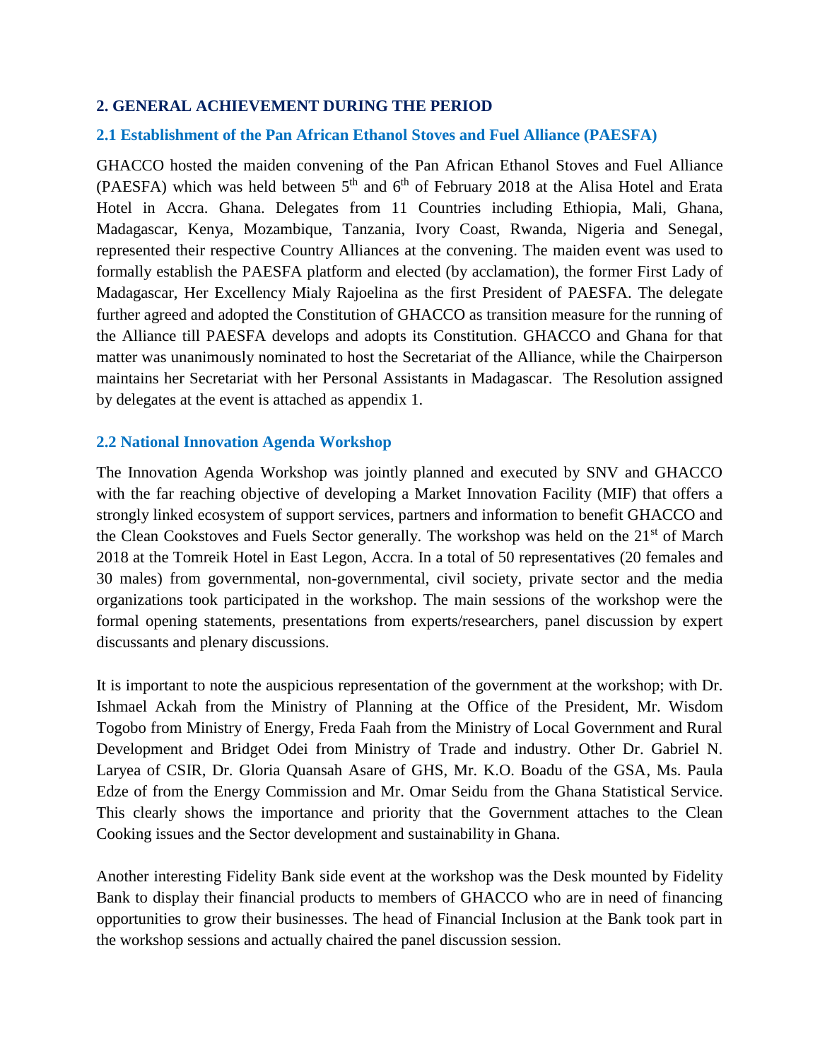## 2. GENERAL ACHIEVEMENT DURING THE PERIOD

### 2.1 Establishment of the Pan African Ethanol Stoves and Fuel Alliance (PAESFA)

GHACCO hosted the maiden convening of the Pan African Ethanol Stoves and Fuel Alliance (PAESFA) which was held between 5th and 6th of February 2018 at the Alisa Hotel and Erata Hotel in Accra. Ghana. Delegates from 11 Countries including Ethiopia, Mali, Ghana, Madagascar, Kenya, Mozambique, Tanzania, Ivory Coast, Rwanda, Nigeria and Senegal, represented their respective Country Alliances at the convening. The maiden event was used to formally establish the PAESFA platform and elected (by acclamation), the former First Lady of Madagascar, Her Excellency Mialy Rajoelina as the first President of PAESFA. The delegate further agreed and adopted the Constitution of GHACCO as transition measure for the running of the Alliance till PAESFA develops and adopts its Constitution. GHACCO and Ghana for that matter was unanimously nominated to host the Secretariat of the Alliance, while the Chairperson maintains her Secretariat with her Personal Assistants in Madagascar. The Resolution assigned by delegates at the event is attached as appendix 1.

### 2.2 National Innovation Agenda Workshop

The Innovation Agenda Workshop was jointly planned and executed by SNV and GHACCO with the far reaching objective of developing a Market Innovation Facility (MIF) that offers a strongly linked ecosystem of support services, partners and information to benefit GHACCO and the Clean Cookstoves and Fuels Sector generally. The workshop was held on the 21st of March 2018 at the Tomreik Hotel in East Legon, Accra. In a total of 50 representatives (20 females and 30 males) from governmental, non-governmental, civil society, private sector and the media organizations took participated in the workshop. The main sessions of the workshop were the formal opening statements, presentations from experts/researchers, panel discussion by expert discussants and plenary discussions.

It is important to note the auspicious representation of the government at the workshop; with Dr. Ishmael Ackah from the Ministry of Planning at the Office of the President, Mr. Wisdom Togobo from Ministry of Energy, Freda Faah from the Ministry of Local Government and Rural Development and Bridget Odei from Ministry of Trade and industry. Other Dr. Gabriel N. Laryea of CSIR, Dr. Gloria Quansah Asare of GHS, Mr. K.O. Boadu of the GSA, Ms. Paula Edze of from the Energy Commission and Mr. Omar Seidu from the Ghana Statistical Service. This clearly shows the importance and priority that the Government attaches to the Clean Cooking issues and the Sector development and sustainability in Ghana.

Another interesting Fidelity Bank side event at the workshop was the Desk mounted by Fidelity Bank to display their financial products to members of GHACCO who are in need of financing opportunities to grow their businesses. The head of Financial Inclusion at the Bank took part in the workshop sessions and actually chaired the panel discussion session.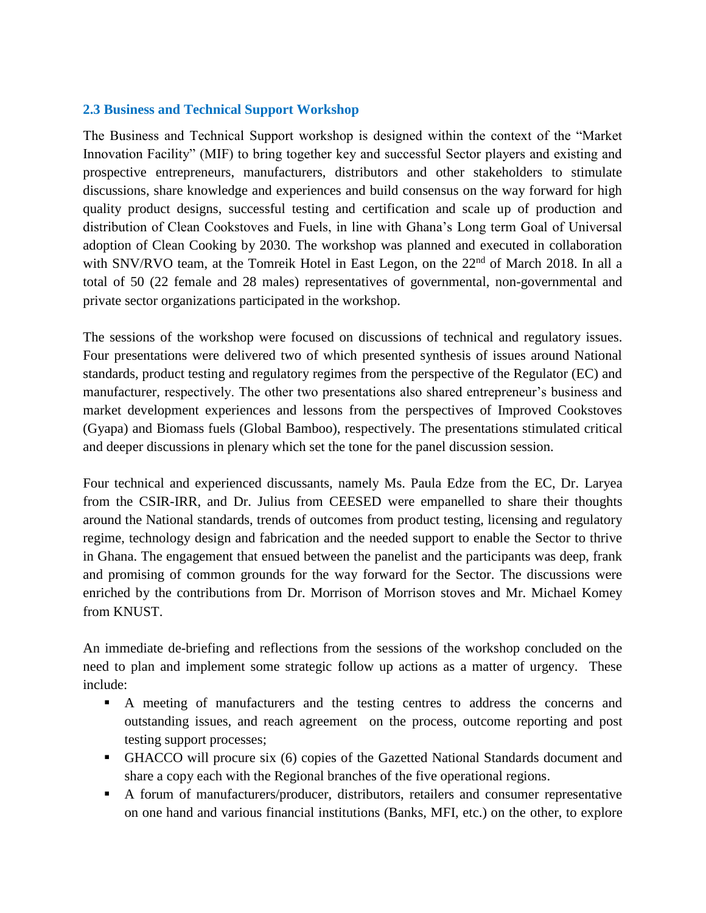### 2.3 Business and Technical Support Workshop

The Business and Technical Support workshop is designed within the context of the "Market Innovation Facility" (MIF) to bring together key and successful Sector players and existing and prospective entrepreneurs, manufacturers, distributors and other stakeholders to stimulate discussions, share knowledge and experiences and build consensus on the way forward for high quality product designs, successful testing and certification and scale up of production and distribution of Clean Cookstoves and Fuels, in line with Ghana's Long term Goal of Universal adoption of Clean Cooking by 2030. The workshop was planned and executed in collaboration with SNV/RVO team, at the Tomreik Hotel in East Legon, on the 22nd of March 2018. In all a total of 50 (22 female and 28 males) representatives of governmental, non-governmental and private sector organizations participated in the workshop.

The sessions of the workshop were focused on discussions of technical and regulatory issues. Four presentations were delivered two of which presented synthesis of issues around National standards, product testing and regulatory regimes from the perspective of the Regulator (EC) and manufacturer, respectively. The other two presentations also shared entrepreneur's business and market development experiences and lessons from the perspectives of Improved Cookstoves (Gyapa) and Biomass fuels (Global Bamboo), respectively. The presentations stimulated critical and deeper discussions in plenary which set the tone for the panel discussion session.

Four technical and experienced discussants, namely Ms. Paula Edze from the EC, Dr. Laryea from the CSIR-IRR, and Dr. Julius from CEESED were empanelled to share their thoughts around the National standards, trends of outcomes from product testing, licensing and regulatory regime, technology design and fabrication and the needed support to enable the Sector to thrive in Ghana. The engagement that ensued between the panelist and the participants was deep, frank and promising of common grounds for the way forward for the Sector. The discussions were enriched by the contributions from Dr. Morrison of Morrison stoves and Mr. Michael Komey from KNUST.

An immediate de-briefing and reflections from the sessions of the workshop concluded on the need to plan and implement some strategic follow up actions as a matter of urgency. These include:

- A meeting of manufacturers and the testing centres to address the concerns and outstanding issues, and reach agreement on the process, outcome reporting and post testing support processes;
- GHACCO will procure six (6) copies of the Gazetted National Standards document and share a copy each with the Regional branches of the five operational regions.
- A forum of manufacturers/producer, distributors, retailers and consumer representative on one hand and various financial institutions (Banks, MFI, etc.) on the other, to explore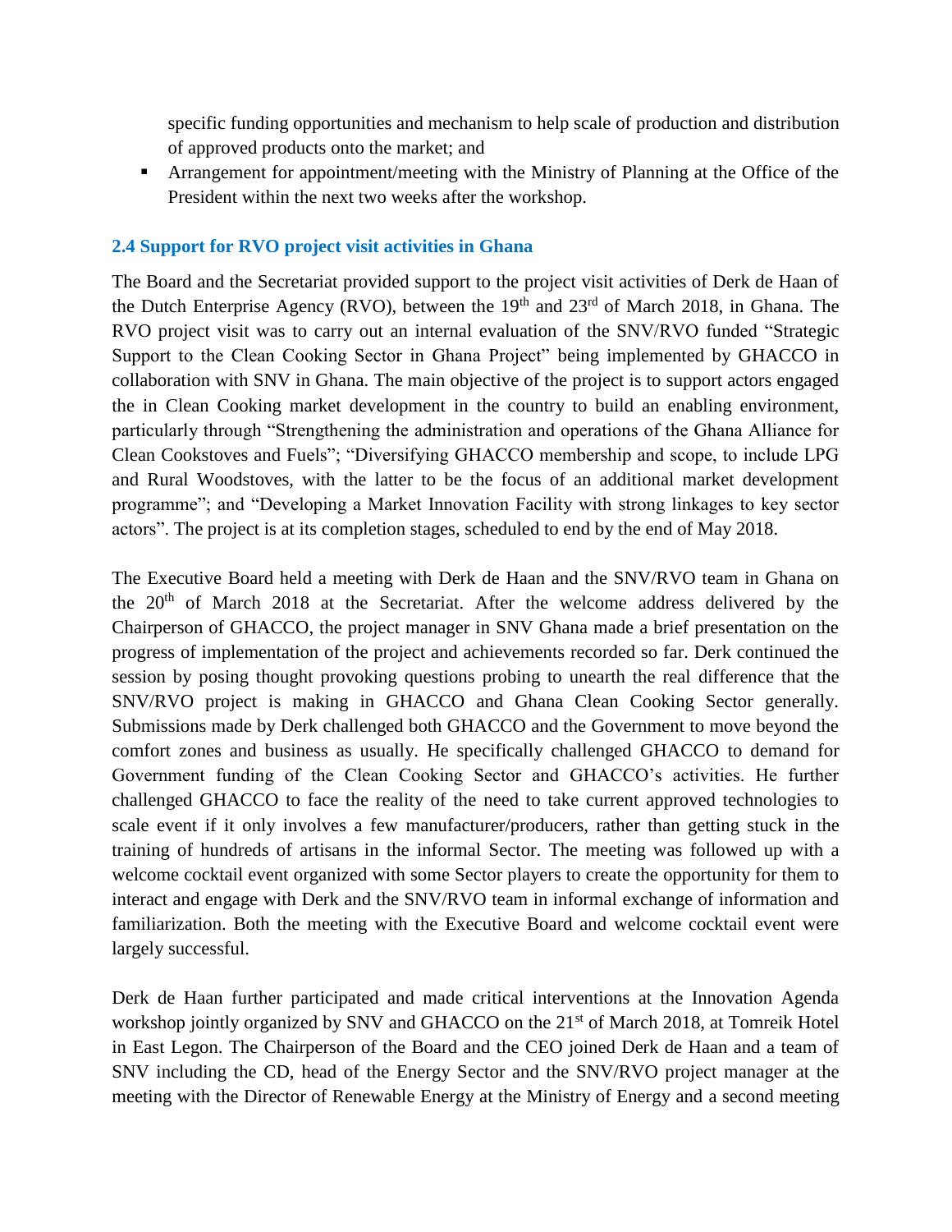specific funding opportunities and mechanism to help scale of production and distribution of approved products onto the market; and

- Arrangement for appointment/meeting with the Ministry of Planning at the Office of the President within the next two weeks after the workshop.

### 2.4 Support for RVO project visit activities in Ghana

The Board and the Secretariat provided support to the project visit activities of Derk de Haan of the Dutch Enterprise Agency (RVO), between the 19th and 23rd of March 2018, in Ghana. The RVO project visit was to carry out an internal evaluation of the SNV/RVO funded "Strategic Support to the Clean Cooking Sector in Ghana Project" being implemented by GHACCO in collaboration with SNV in Ghana. The main objective of the project is to support actors engaged the in Clean Cooking market development in the country to build an enabling environment, particularly through "Strengthening the administration and operations of the Ghana Alliance for Clean Cookstoves and Fuels"; "Diversifying GHACCO membership and scope, to include LPG and Rural Woodstoves, with the latter to be the focus of an additional market development programme"; and "Developing a Market Innovation Facility with strong linkages to key sector actors". The project is at its completion stages, scheduled to end by the end of May 2018.

The Executive Board held a meeting with Derk de Haan and the SNV/RVO team in Ghana on the 20th of March 2018 at the Secretariat. After the welcome address delivered by the Chairperson of GHACCO, the project manager in SNV Ghana made a brief presentation on the progress of implementation of the project and achievements recorded so far. Derk continued the session by posing thought provoking questions probing to unearth the real difference that the SNV/RVO project is making in GHACCO and Ghana Clean Cooking Sector generally. Submissions made by Derk challenged both GHACCO and the Government to move beyond the comfort zones and business as usually. He specifically challenged GHACCO to demand for Government funding of the Clean Cooking Sector and GHACCO's activities. He further challenged GHACCO to face the reality of the need to take current approved technologies to scale event if it only involves a few manufacturer/producers, rather than getting stuck in the training of hundreds of artisans in the informal Sector. The meeting was followed up with a welcome cocktail event organized with some Sector players to create the opportunity for them to interact and engage with Derk and the SNV/RVO team in informal exchange of information and familiarization. Both the meeting with the Executive Board and welcome cocktail event were largely successful.

Derk de Haan further participated and made critical interventions at the Innovation Agenda workshop jointly organized by SNV and GHACCO on the 21st of March 2018, at Tomreik Hotel in East Legon. The Chairperson of the Board and the CEO joined Derk de Haan and a team of SNV including the CD, head of the Energy Sector and the SNV/RVO project manager at the meeting with the Director of Renewable Energy at the Ministry of Energy and a second meeting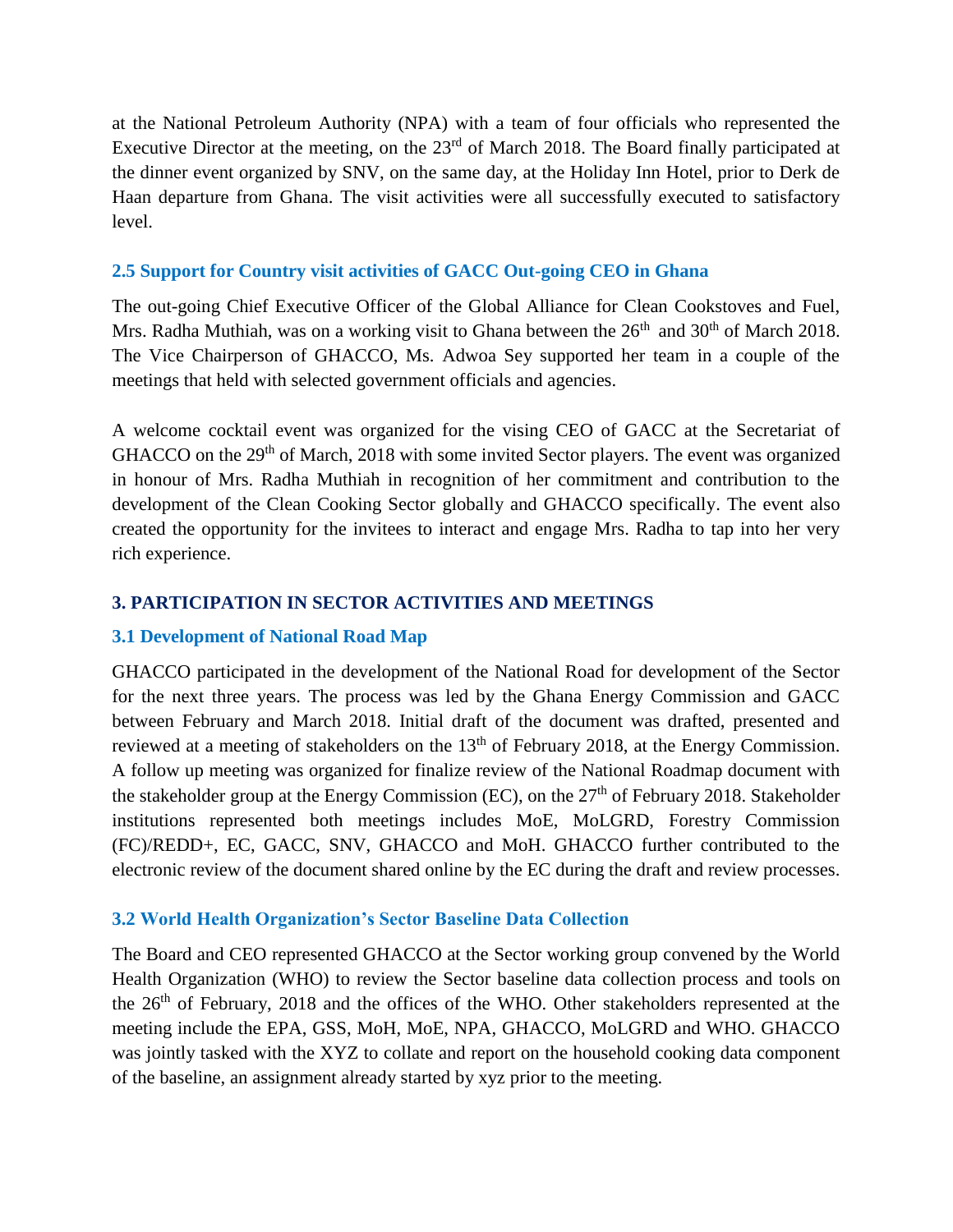at the National Petroleum Authority (NPA) with a team of four officials who represented the Executive Director at the meeting, on the 23rd of March 2018. The Board finally participated at the dinner event organized by SNV, on the same day, at the Holiday Inn Hotel, prior to Derk de Haan departure from Ghana. The visit activities were all successfully executed to satisfactory level.

### 2.5 Support for Country visit activities of GACC Out-going CEO in Ghana

The out-going Chief Executive Officer of the Global Alliance for Clean Cookstoves and Fuel, Mrs. Radha Muthiah, was on a working visit to Ghana between the 26th and 30th of March 2018. The Vice Chairperson of GHACCO, Ms. Adwoa Sey supported her team in a couple of the meetings that held with selected government officials and agencies.

A welcome cocktail event was organized for the vising CEO of GACC at the Secretariat of GHACCO on the 29th of March, 2018 with some invited Sector players. The event was organized in honour of Mrs. Radha Muthiah in recognition of her commitment and contribution to the development of the Clean Cooking Sector globally and GHACCO specifically. The event also created the opportunity for the invitees to interact and engage Mrs. Radha to tap into her very rich experience.

## 3. PARTICIPATION IN SECTOR ACTIVITIES AND MEETINGS

### 3.1 Development of National Road Map

GHACCO participated in the development of the National Road for development of the Sector for the next three years. The process was led by the Ghana Energy Commission and GACC between February and March 2018. Initial draft of the document was drafted, presented and reviewed at a meeting of stakeholders on the 13th of February 2018, at the Energy Commission. A follow up meeting was organized for finalize review of the National Roadmap document with the stakeholder group at the Energy Commission (EC), on the 27th of February 2018. Stakeholder institutions represented both meetings includes MoE, MoLGRD, Forestry Commission (FC)/REDD+, EC, GACC, SNV, GHACCO and MoH. GHACCO further contributed to the electronic review of the document shared online by the EC during the draft and review processes.

### 3.2 World Health Organization's Sector Baseline Data Collection

The Board and CEO represented GHACCO at the Sector working group convened by the World Health Organization (WHO) to review the Sector baseline data collection process and tools on the 26th of February, 2018 and the offices of the WHO. Other stakeholders represented at the meeting include the EPA, GSS, MoH, MoE, NPA, GHACCO, MoLGRD and WHO. GHACCO was jointly tasked with the XYZ to collate and report on the household cooking data component of the baseline, an assignment already started by xyz prior to the meeting.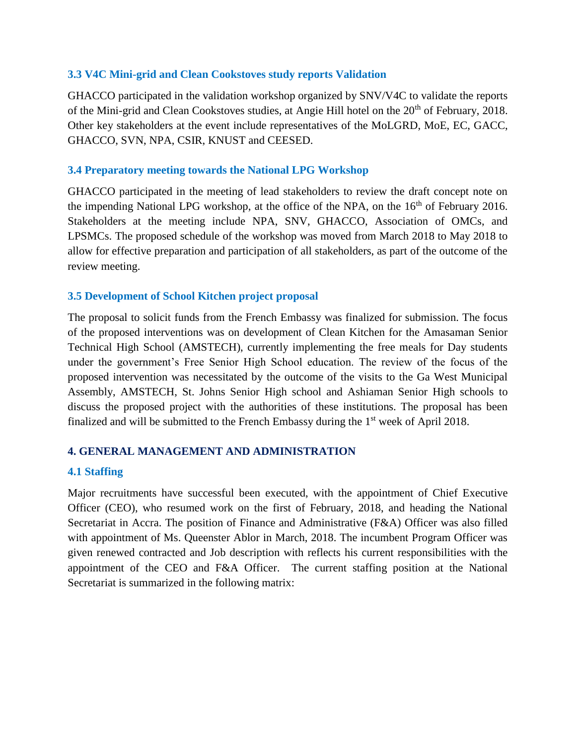### 3.3 V4C Mini-grid and Clean Cookstoves study reports Validation

GHACCO participated in the validation workshop organized by SNV/V4C to validate the reports of the Mini-grid and Clean Cookstoves studies, at Angie Hill hotel on the 20th of February, 2018. Other key stakeholders at the event include representatives of the MoLGRD, MoE, EC, GACC, GHACCO, SVN, NPA, CSIR, KNUST and CEESED.

### 3.4 Preparatory meeting towards the National LPG Workshop

GHACCO participated in the meeting of lead stakeholders to review the draft concept note on the impending National LPG workshop, at the office of the NPA, on the 16th of February 2016. Stakeholders at the meeting include NPA, SNV, GHACCO, Association of OMCs, and LPSMCs. The proposed schedule of the workshop was moved from March 2018 to May 2018 to allow for effective preparation and participation of all stakeholders, as part of the outcome of the review meeting.

### 3.5 Development of School Kitchen project proposal

The proposal to solicit funds from the French Embassy was finalized for submission. The focus of the proposed interventions was on development of Clean Kitchen for the Amasaman Senior Technical High School (AMSTECH), currently implementing the free meals for Day students under the government's Free Senior High School education. The review of the focus of the proposed intervention was necessitated by the outcome of the visits to the Ga West Municipal Assembly, AMSTECH, St. Johns Senior High school and Ashiaman Senior High schools to discuss the proposed project with the authorities of these institutions. The proposal has been finalized and will be submitted to the French Embassy during the 1st week of April 2018.

## 4. GENERAL MANAGEMENT AND ADMINISTRATION

### 4.1 Staffing

Major recruitments have successful been executed, with the appointment of Chief Executive Officer (CEO), who resumed work on the first of February, 2018, and heading the National Secretariat in Accra. The position of Finance and Administrative (F&A) Officer was also filled with appointment of Ms. Queenster Ablor in March, 2018. The incumbent Program Officer was given renewed contracted and Job description with reflects his current responsibilities with the appointment of the CEO and F&A Officer. The current staffing position at the National Secretariat is summarized in the following matrix: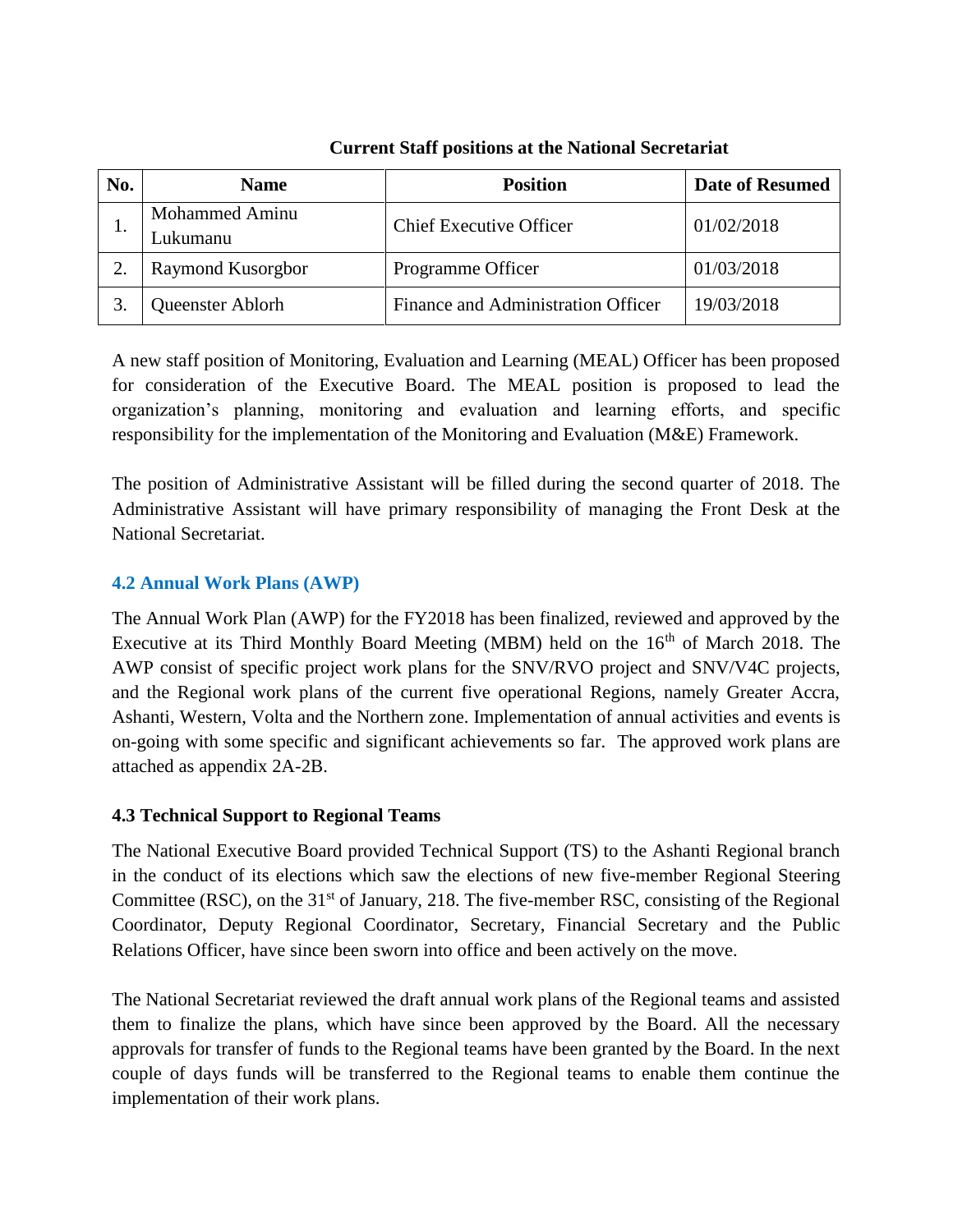**Current Staff positions at the National Secretariat**

| No. | Name | Position | Date of Resumed |
|---|---|---|---|
| 1. | Mohammed Aminu Lukumanu | Chief Executive Officer | 01/02/2018 |
| 2. | Raymond Kusorgbor | Programme Officer | 01/03/2018 |
| 3. | Queenster Ablorh | Finance and Administration Officer | 19/03/2018 |

A new staff position of Monitoring, Evaluation and Learning (MEAL) Officer has been proposed for consideration of the Executive Board. The MEAL position is proposed to lead the organization's planning, monitoring and evaluation and learning efforts, and specific responsibility for the implementation of the Monitoring and Evaluation (M&E) Framework.

The position of Administrative Assistant will be filled during the second quarter of 2018. The Administrative Assistant will have primary responsibility of managing the Front Desk at the National Secretariat.

### 4.2 Annual Work Plans (AWP)

The Annual Work Plan (AWP) for the FY2018 has been finalized, reviewed and approved by the Executive at its Third Monthly Board Meeting (MBM) held on the 16th of March 2018. The AWP consist of specific project work plans for the SNV/RVO project and SNV/V4C projects, and the Regional work plans of the current five operational Regions, namely Greater Accra, Ashanti, Western, Volta and the Northern zone. Implementation of annual activities and events is on-going with some specific and significant achievements so far. The approved work plans are attached as appendix 2A-2B.

### 4.3 Technical Support to Regional Teams

The National Executive Board provided Technical Support (TS) to the Ashanti Regional branch in the conduct of its elections which saw the elections of new five-member Regional Steering Committee (RSC), on the 31st of January, 218. The five-member RSC, consisting of the Regional Coordinator, Deputy Regional Coordinator, Secretary, Financial Secretary and the Public Relations Officer, have since been sworn into office and been actively on the move.

The National Secretariat reviewed the draft annual work plans of the Regional teams and assisted them to finalize the plans, which have since been approved by the Board. All the necessary approvals for transfer of funds to the Regional teams have been granted by the Board. In the next couple of days funds will be transferred to the Regional teams to enable them continue the implementation of their work plans.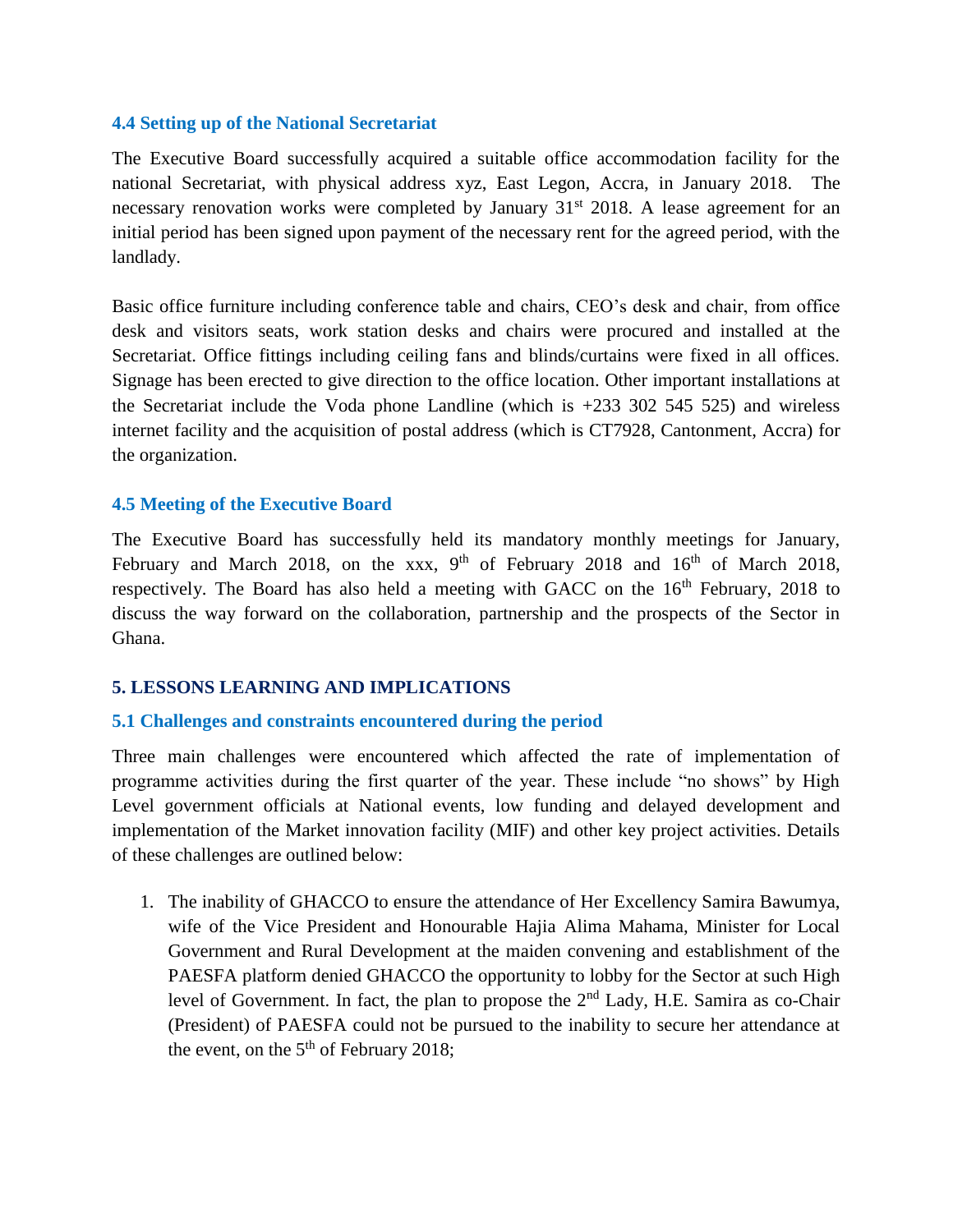### 4.4 Setting up of the National Secretariat

The Executive Board successfully acquired a suitable office accommodation facility for the national Secretariat, with physical address xyz, East Legon, Accra, in January 2018. The necessary renovation works were completed by January 31st 2018. A lease agreement for an initial period has been signed upon payment of the necessary rent for the agreed period, with the landlady.

Basic office furniture including conference table and chairs, CEO's desk and chair, from office desk and visitors seats, work station desks and chairs were procured and installed at the Secretariat. Office fittings including ceiling fans and blinds/curtains were fixed in all offices. Signage has been erected to give direction to the office location. Other important installations at the Secretariat include the Voda phone Landline (which is +233 302 545 525) and wireless internet facility and the acquisition of postal address (which is CT7928, Cantonment, Accra) for the organization.

### 4.5 Meeting of the Executive Board

The Executive Board has successfully held its mandatory monthly meetings for January, February and March 2018, on the xxx, 9th of February 2018 and 16th of March 2018, respectively. The Board has also held a meeting with GACC on the 16th February, 2018 to discuss the way forward on the collaboration, partnership and the prospects of the Sector in Ghana.

## 5. LESSONS LEARNING AND IMPLICATIONS

### 5.1 Challenges and constraints encountered during the period

Three main challenges were encountered which affected the rate of implementation of programme activities during the first quarter of the year. These include "no shows" by High Level government officials at National events, low funding and delayed development and implementation of the Market innovation facility (MIF) and other key project activities. Details of these challenges are outlined below:

1. The inability of GHACCO to ensure the attendance of Her Excellency Samira Bawumya, wife of the Vice President and Honourable Hajia Alima Mahama, Minister for Local Government and Rural Development at the maiden convening and establishment of the PAESFA platform denied GHACCO the opportunity to lobby for the Sector at such High level of Government. In fact, the plan to propose the 2nd Lady, H.E. Samira as co-Chair (President) of PAESFA could not be pursued to the inability to secure her attendance at the event, on the 5th of February 2018;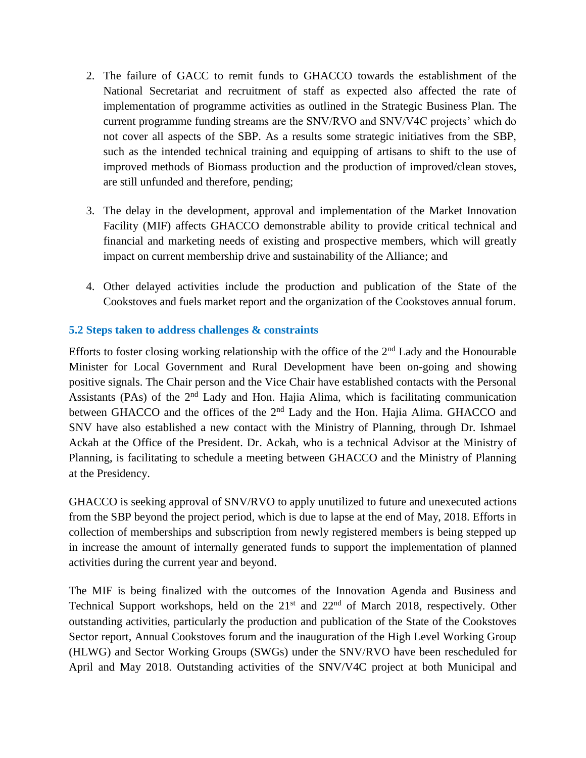2. The failure of GACC to remit funds to GHACCO towards the establishment of the National Secretariat and recruitment of staff as expected also affected the rate of implementation of programme activities as outlined in the Strategic Business Plan. The current programme funding streams are the SNV/RVO and SNV/V4C projects' which do not cover all aspects of the SBP. As a results some strategic initiatives from the SBP, such as the intended technical training and equipping of artisans to shift to the use of improved methods of Biomass production and the production of improved/clean stoves, are still unfunded and therefore, pending;

3. The delay in the development, approval and implementation of the Market Innovation Facility (MIF) affects GHACCO demonstrable ability to provide critical technical and financial and marketing needs of existing and prospective members, which will greatly impact on current membership drive and sustainability of the Alliance; and

4. Other delayed activities include the production and publication of the State of the Cookstoves and fuels market report and the organization of the Cookstoves annual forum.

### 5.2 Steps taken to address challenges & constraints

Efforts to foster closing working relationship with the office of the 2nd Lady and the Honourable Minister for Local Government and Rural Development have been on-going and showing positive signals. The Chair person and the Vice Chair have established contacts with the Personal Assistants (PAs) of the 2nd Lady and Hon. Hajia Alima, which is facilitating communication between GHACCO and the offices of the 2nd Lady and the Hon. Hajia Alima. GHACCO and SNV have also established a new contact with the Ministry of Planning, through Dr. Ishmael Ackah at the Office of the President. Dr. Ackah, who is a technical Advisor at the Ministry of Planning, is facilitating to schedule a meeting between GHACCO and the Ministry of Planning at the Presidency.

GHACCO is seeking approval of SNV/RVO to apply unutilized to future and unexecuted actions from the SBP beyond the project period, which is due to lapse at the end of May, 2018. Efforts in collection of memberships and subscription from newly registered members is being stepped up in increase the amount of internally generated funds to support the implementation of planned activities during the current year and beyond.

The MIF is being finalized with the outcomes of the Innovation Agenda and Business and Technical Support workshops, held on the 21st and 22nd of March 2018, respectively. Other outstanding activities, particularly the production and publication of the State of the Cookstoves Sector report, Annual Cookstoves forum and the inauguration of the High Level Working Group (HLWG) and Sector Working Groups (SWGs) under the SNV/RVO have been rescheduled for April and May 2018. Outstanding activities of the SNV/V4C project at both Municipal and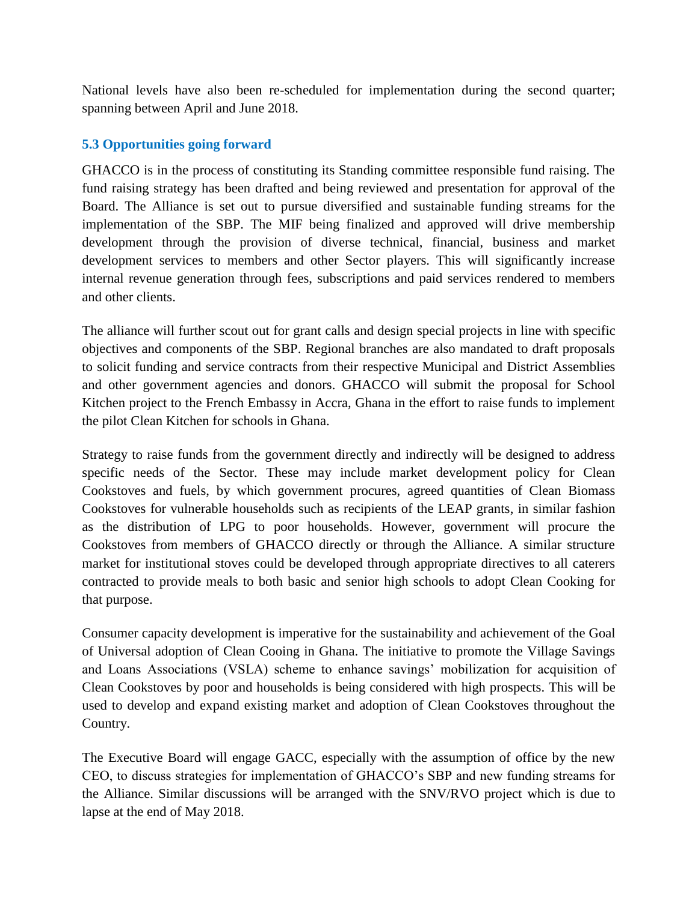National levels have also been re-scheduled for implementation during the second quarter; spanning between April and June 2018.

### 5.3 Opportunities going forward

GHACCO is in the process of constituting its Standing committee responsible fund raising. The fund raising strategy has been drafted and being reviewed and presentation for approval of the Board. The Alliance is set out to pursue diversified and sustainable funding streams for the implementation of the SBP. The MIF being finalized and approved will drive membership development through the provision of diverse technical, financial, business and market development services to members and other Sector players. This will significantly increase internal revenue generation through fees, subscriptions and paid services rendered to members and other clients.

The alliance will further scout out for grant calls and design special projects in line with specific objectives and components of the SBP. Regional branches are also mandated to draft proposals to solicit funding and service contracts from their respective Municipal and District Assemblies and other government agencies and donors. GHACCO will submit the proposal for School Kitchen project to the French Embassy in Accra, Ghana in the effort to raise funds to implement the pilot Clean Kitchen for schools in Ghana.

Strategy to raise funds from the government directly and indirectly will be designed to address specific needs of the Sector. These may include market development policy for Clean Cookstoves and fuels, by which government procures, agreed quantities of Clean Biomass Cookstoves for vulnerable households such as recipients of the LEAP grants, in similar fashion as the distribution of LPG to poor households. However, government will procure the Cookstoves from members of GHACCO directly or through the Alliance. A similar structure market for institutional stoves could be developed through appropriate directives to all caterers contracted to provide meals to both basic and senior high schools to adopt Clean Cooking for that purpose.

Consumer capacity development is imperative for the sustainability and achievement of the Goal of Universal adoption of Clean Cooing in Ghana. The initiative to promote the Village Savings and Loans Associations (VSLA) scheme to enhance savings' mobilization for acquisition of Clean Cookstoves by poor and households is being considered with high prospects. This will be used to develop and expand existing market and adoption of Clean Cookstoves throughout the Country.

The Executive Board will engage GACC, especially with the assumption of office by the new CEO, to discuss strategies for implementation of GHACCO's SBP and new funding streams for the Alliance. Similar discussions will be arranged with the SNV/RVO project which is due to lapse at the end of May 2018.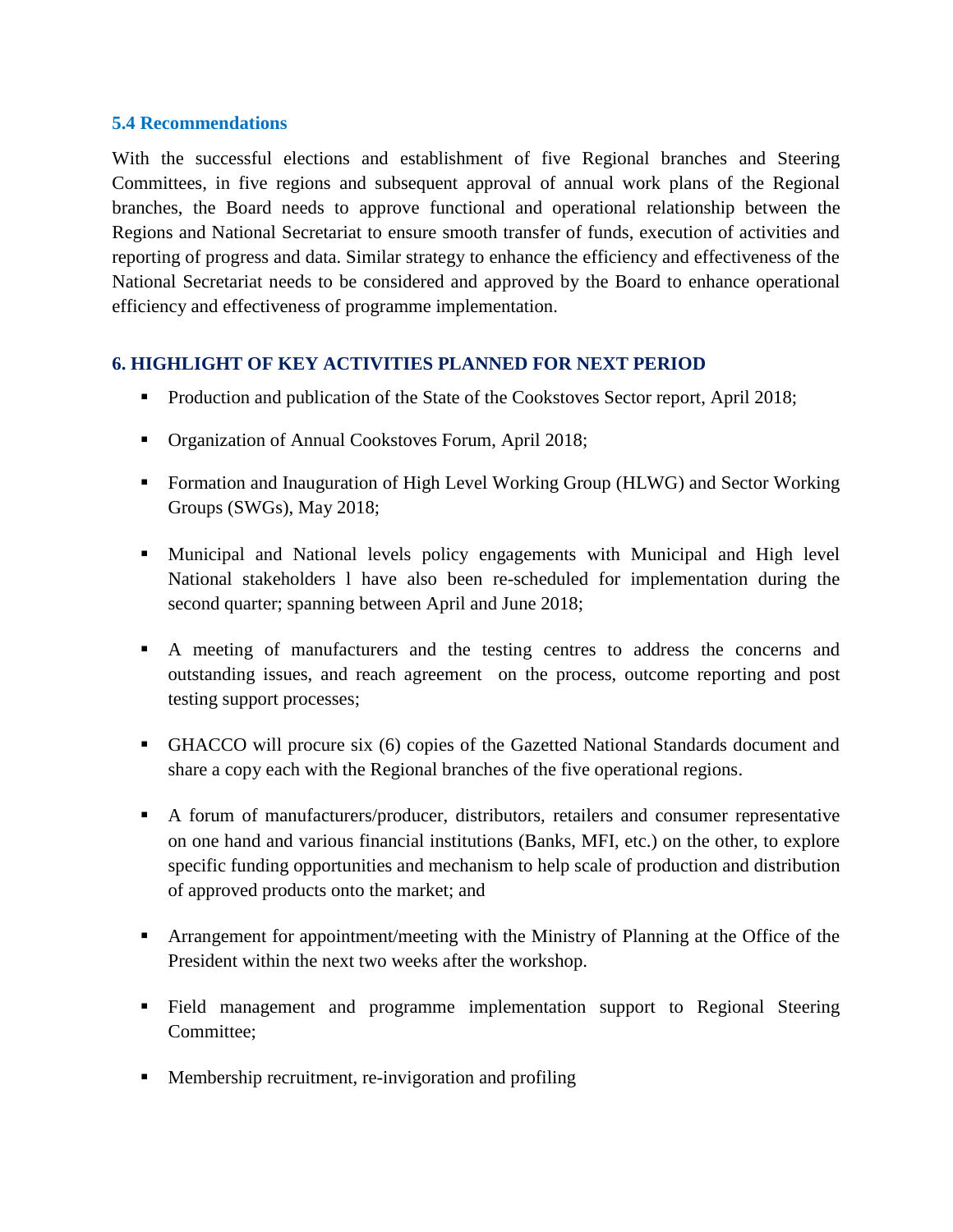### 5.4 Recommendations

With the successful elections and establishment of five Regional branches and Steering Committees, in five regions and subsequent approval of annual work plans of the Regional branches, the Board needs to approve functional and operational relationship between the Regions and National Secretariat to ensure smooth transfer of funds, execution of activities and reporting of progress and data. Similar strategy to enhance the efficiency and effectiveness of the National Secretariat needs to be considered and approved by the Board to enhance operational efficiency and effectiveness of programme implementation.

## 6. HIGHLIGHT OF KEY ACTIVITIES PLANNED FOR NEXT PERIOD

- Production and publication of the State of the Cookstoves Sector report, April 2018;
- Organization of Annual Cookstoves Forum, April 2018;
- Formation and Inauguration of High Level Working Group (HLWG) and Sector Working Groups (SWGs), May 2018;
- Municipal and National levels policy engagements with Municipal and High level National stakeholders l have also been re-scheduled for implementation during the second quarter; spanning between April and June 2018;
- A meeting of manufacturers and the testing centres to address the concerns and outstanding issues, and reach agreement on the process, outcome reporting and post testing support processes;
- GHACCO will procure six (6) copies of the Gazetted National Standards document and share a copy each with the Regional branches of the five operational regions.
- A forum of manufacturers/producer, distributors, retailers and consumer representative on one hand and various financial institutions (Banks, MFI, etc.) on the other, to explore specific funding opportunities and mechanism to help scale of production and distribution of approved products onto the market; and
- Arrangement for appointment/meeting with the Ministry of Planning at the Office of the President within the next two weeks after the workshop.
- Field management and programme implementation support to Regional Steering Committee;
- Membership recruitment, re-invigoration and profiling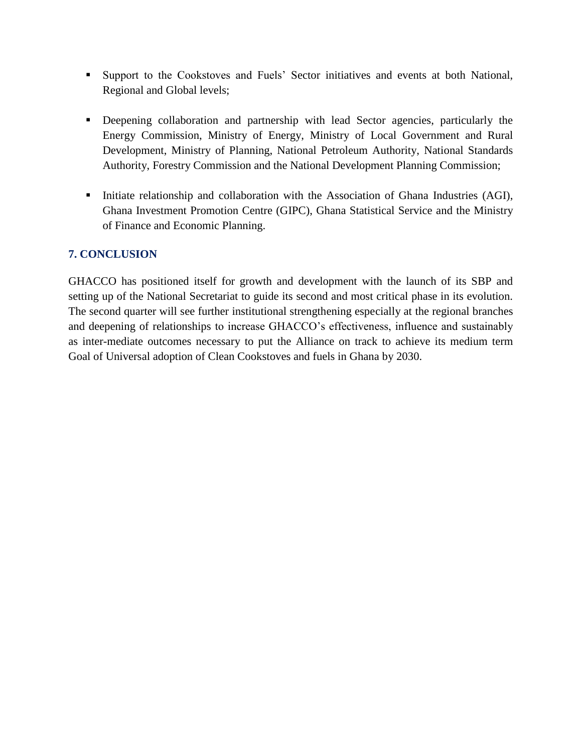- Support to the Cookstoves and Fuels' Sector initiatives and events at both National, Regional and Global levels;

- Deepening collaboration and partnership with lead Sector agencies, particularly the Energy Commission, Ministry of Energy, Ministry of Local Government and Rural Development, Ministry of Planning, National Petroleum Authority, National Standards Authority, Forestry Commission and the National Development Planning Commission;

- Initiate relationship and collaboration with the Association of Ghana Industries (AGI), Ghana Investment Promotion Centre (GIPC), Ghana Statistical Service and the Ministry of Finance and Economic Planning.

## 7. CONCLUSION

GHACCO has positioned itself for growth and development with the launch of its SBP and setting up of the National Secretariat to guide its second and most critical phase in its evolution. The second quarter will see further institutional strengthening especially at the regional branches and deepening of relationships to increase GHACCO's effectiveness, influence and sustainably as inter-mediate outcomes necessary to put the Alliance on track to achieve its medium term Goal of Universal adoption of Clean Cookstoves and fuels in Ghana by 2030.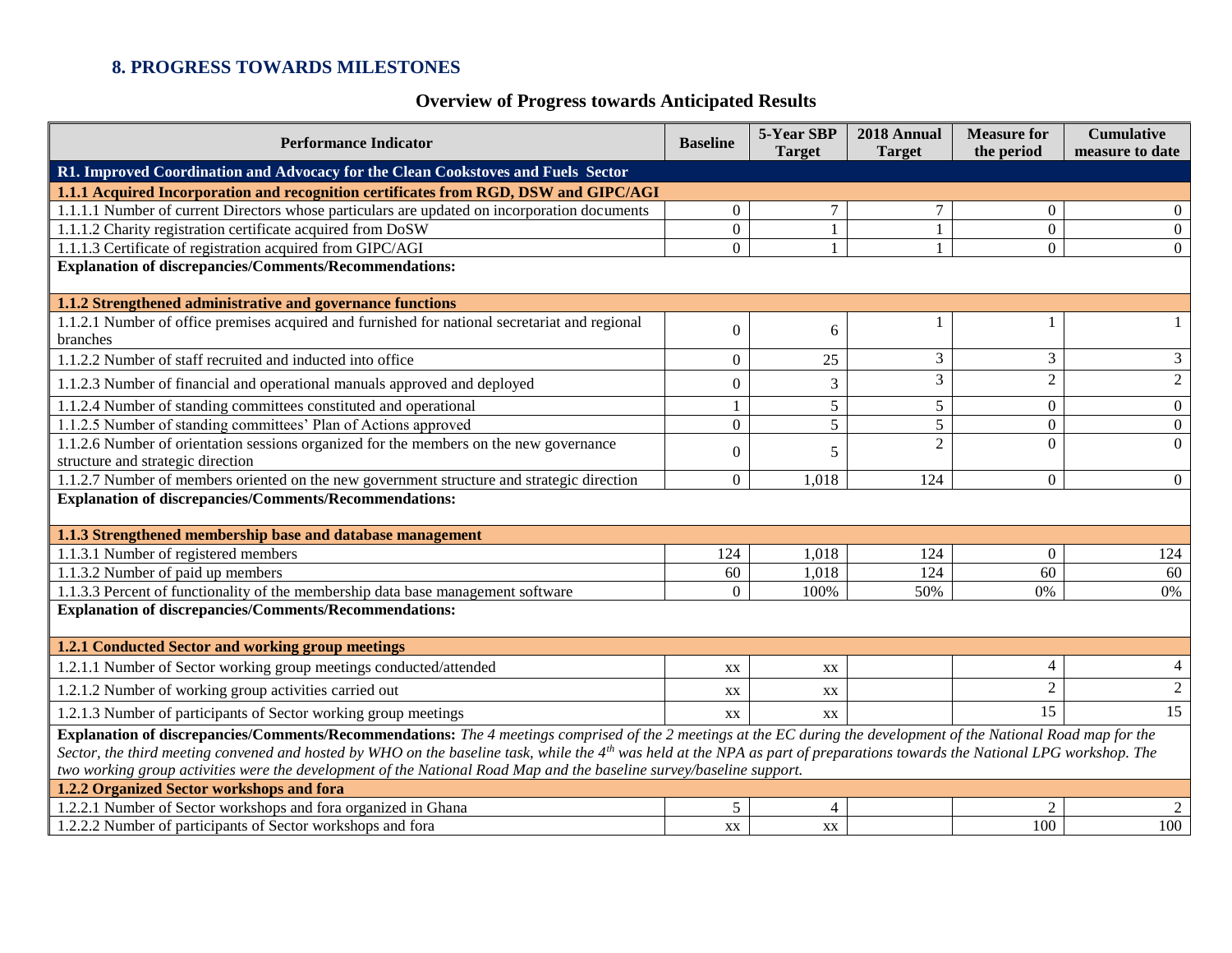## 8. PROGRESS TOWARDS MILESTONES

### Overview of Progress towards Anticipated Results

| Performance Indicator | Baseline | 5-Year SBP Target | 2018 Annual Target | Measure for the period | Cumulative measure to date |
|---|---|---|---|---|---|
| **R1. Improved Coordination and Advocacy for the Clean Cookstoves and Fuels Sector** | | | | | |
| **1.1.1 Acquired Incorporation and recognition certificates from RGD, DSW and GIPC/AGI** | | | | | |
| 1.1.1.1 Number of current Directors whose particulars are updated on incorporation documents | 0 | 7 | 7 | 0 | 0 |
| 1.1.1.2 Charity registration certificate acquired from DoSW | 0 | 1 | 1 | 0 | 0 |
| 1.1.1.3 Certificate of registration acquired from GIPC/AGI | 0 | 1 | 1 | 0 | 0 |
| **Explanation of discrepancies/Comments/Recommendations:** | | | | | |
| **1.1.2 Strengthened administrative and governance functions** | | | | | |
| 1.1.2.1 Number of office premises acquired and furnished for national secretariat and regional branches | 0 | 6 | 1 | 1 | 1 |
| 1.1.2.2 Number of staff recruited and inducted into office | 0 | 25 | 3 | 3 | 3 |
| 1.1.2.3 Number of financial and operational manuals approved and deployed | 0 | 3 | 3 | 2 | 2 |
| 1.1.2.4 Number of standing committees constituted and operational | 1 | 5 | 5 | 0 | 0 |
| 1.1.2.5 Number of standing committees' Plan of Actions approved | 0 | 5 | 5 | 0 | 0 |
| 1.1.2.6 Number of orientation sessions organized for the members on the new governance structure and strategic direction | 0 | 5 | 2 | 0 | 0 |
| 1.1.2.7 Number of members oriented on the new government structure and strategic direction | 0 | 1,018 | 124 | 0 | 0 |
| **Explanation of discrepancies/Comments/Recommendations:** | | | | | |
| **1.1.3 Strengthened membership base and database management** | | | | | |
| 1.1.3.1 Number of registered members | 124 | 1,018 | 124 | 0 | 124 |
| 1.1.3.2 Number of paid up members | 60 | 1,018 | 124 | 60 | 60 |
| 1.1.3.3 Percent of functionality of the membership data base management software | 0 | 100% | 50% | 0% | 0% |
| **Explanation of discrepancies/Comments/Recommendations:** | | | | | |
| **1.2.1 Conducted Sector and working group meetings** | | | | | |
| 1.2.1.1 Number of Sector working group meetings conducted/attended | xx | xx | | 4 | 4 |
| 1.2.1.2 Number of working group activities carried out | xx | xx | | 2 | 2 |
| 1.2.1.3 Number of participants of Sector working group meetings | xx | xx | | 15 | 15 |
| **Explanation of discrepancies/Comments/Recommendations:** *The 4 meetings comprised of the 2 meetings at the EC during the development of the National Road map for the Sector, the third meeting convened and hosted by WHO on the baseline task, while the 4th was held at the NPA as part of preparations towards the National LPG workshop. The two working group activities were the development of the National Road Map and the baseline survey/baseline support.* | | | | | |
| **1.2.2 Organized Sector workshops and fora** | | | | | |
| 1.2.2.1 Number of Sector workshops and fora organized in Ghana | 5 | 4 | | 2 | 2 |
| 1.2.2.2 Number of participants of Sector workshops and fora | xx | xx | | 100 | 100 |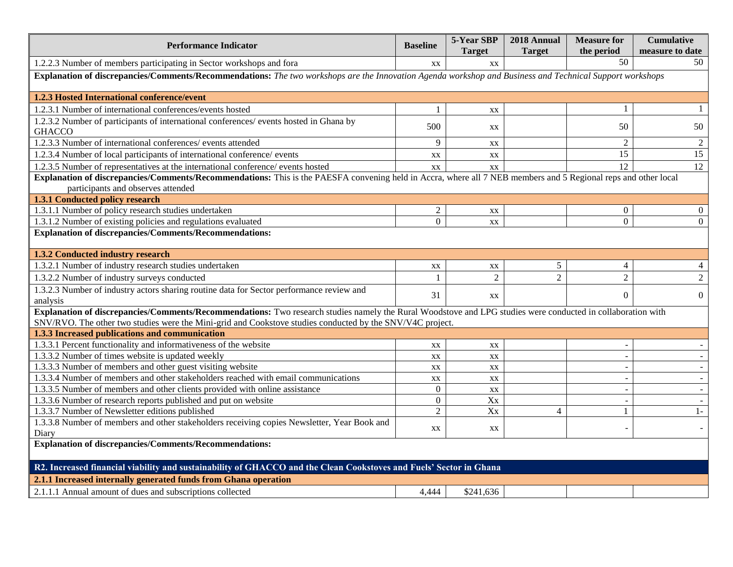| Performance Indicator | Baseline | 5-Year SBP Target | 2018 Annual Target | Measure for the period | Cumulative measure to date |
|---|---|---|---|---|---|
| 1.2.2.3 Number of members participating in Sector workshops and fora | xx | xx | | 50 | 50 |
| **Explanation of discrepancies/Comments/Recommendations:** *The two workshops are the Innovation Agenda workshop and Business and Technical Support workshops* | | | | | |
| **1.2.3 Hosted International conference/event** | | | | | |
| 1.2.3.1 Number of international conferences/events hosted | 1 | xx | | 1 | 1 |
| 1.2.3.2 Number of participants of international conferences/ events hosted in Ghana by GHACCO | 500 | xx | | 50 | 50 |
| 1.2.3.3 Number of international conferences/ events attended | 9 | xx | | 2 | 2 |
| 1.2.3.4 Number of local participants of international conference/ events | xx | xx | | 15 | 15 |
| 1.2.3.5 Number of representatives at the international conference/ events hosted | xx | xx | | 12 | 12 |
| **Explanation of discrepancies/Comments/Recommendations:** This is the PAESFA convening held in Accra, where all 7 NEB members and 5 Regional reps and other local participants and observes attended | | | | | |
| **1.3.1 Conducted policy research** | | | | | |
| 1.3.1.1 Number of policy research studies undertaken | 2 | xx | | 0 | 0 |
| 1.3.1.2 Number of existing policies and regulations evaluated | 0 | xx | | 0 | 0 |
| **Explanation of discrepancies/Comments/Recommendations:** | | | | | |
| **1.3.2 Conducted industry research** | | | | | |
| 1.3.2.1 Number of industry research studies undertaken | xx | xx | 5 | 4 | 4 |
| 1.3.2.2 Number of industry surveys conducted | 1 | 2 | 2 | 2 | 2 |
| 1.3.2.3 Number of industry actors sharing routine data for Sector performance review and analysis | 31 | xx | | 0 | 0 |
| **Explanation of discrepancies/Comments/Recommendations:** Two research studies namely the Rural Woodstove and LPG studies were conducted in collaboration with SNV/RVO. The other two studies were the Mini-grid and Cookstove studies conducted by the SNV/V4C project. | | | | | |
| **1.3.3 Increased publications and communication** | | | | | |
| 1.3.3.1 Percent functionality and informativeness of the website | xx | xx | | - | - |
| 1.3.3.2 Number of times website is updated weekly | xx | xx | | - | - |
| 1.3.3.3 Number of members and other guest visiting website | xx | xx | | - | - |
| 1.3.3.4 Number of members and other stakeholders reached with email communications | xx | xx | | - | - |
| 1.3.3.5 Number of members and other clients provided with online assistance | 0 | xx | | - | - |
| 1.3.3.6 Number of research reports published and put on website | 0 | Xx | | - | - |
| 1.3.3.7 Number of Newsletter editions published | 2 | Xx | 4 | 1 | 1- |
| 1.3.3.8 Number of members and other stakeholders receiving copies Newsletter, Year Book and Diary | xx | xx | | - | - |
| **Explanation of discrepancies/Comments/Recommendations:** | | | | | |
| **R2. Increased financial viability and sustainability of GHACCO and the Clean Cookstoves and Fuels' Sector in Ghana** | | | | | |
| **2.1.1 Increased internally generated funds from Ghana operation** | | | | | |
| 2.1.1.1 Annual amount of dues and subscriptions collected | 4,444 | $241,636 | | | |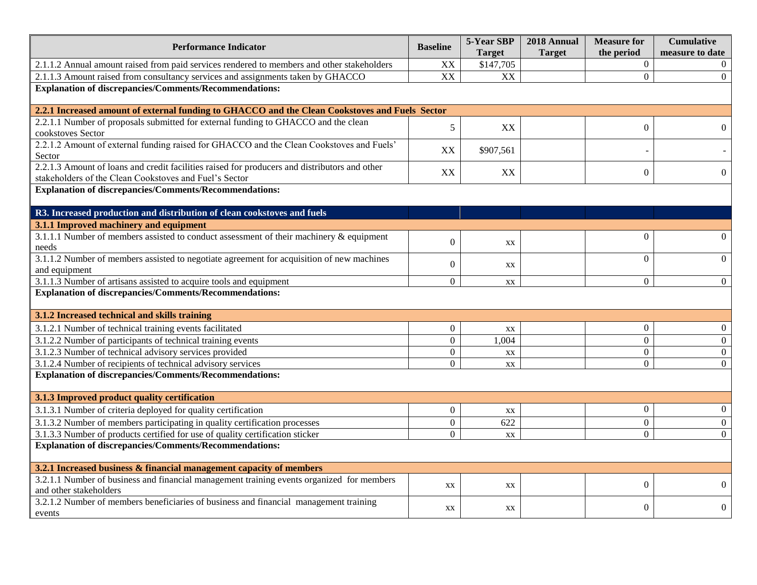| Performance Indicator | Baseline | 5-Year SBP Target | 2018 Annual Target | Measure for the period | Cumulative measure to date |
|---|---|---|---|---|---|
| 2.1.1.2 Annual amount raised from paid services rendered to members and other stakeholders | XX | $147,705 | | 0 | 0 |
| 2.1.1.3 Amount raised from consultancy services and assignments taken by GHACCO | XX | XX | | 0 | 0 |
| **Explanation of discrepancies/Comments/Recommendations:** | | | | | |
| **2.2.1 Increased amount of external funding to GHACCO and the Clean Cookstoves and Fuels Sector** | | | | | |
| 2.2.1.1 Number of proposals submitted for external funding to GHACCO and the clean cookstoves Sector | 5 | XX | | 0 | 0 |
| 2.2.1.2 Amount of external funding raised for GHACCO and the Clean Cookstoves and Fuels' Sector | XX | $907,561 | | - | - |
| 2.2.1.3 Amount of loans and credit facilities raised for producers and distributors and other stakeholders of the Clean Cookstoves and Fuel's Sector | XX | XX | | 0 | 0 |
| **Explanation of discrepancies/Comments/Recommendations:** | | | | | |
| **R3. Increased production and distribution of clean cookstoves and fuels** | | | | | |
| **3.1.1 Improved machinery and equipment** | | | | | |
| 3.1.1.1 Number of members assisted to conduct assessment of their machinery & equipment needs | 0 | xx | | 0 | 0 |
| 3.1.1.2 Number of members assisted to negotiate agreement for acquisition of new machines and equipment | 0 | xx | | 0 | 0 |
| 3.1.1.3 Number of artisans assisted to acquire tools and equipment | 0 | xx | | 0 | 0 |
| **Explanation of discrepancies/Comments/Recommendations:** | | | | | |
| **3.1.2 Increased technical and skills training** | | | | | |
| 3.1.2.1 Number of technical training events facilitated | 0 | xx | | 0 | 0 |
| 3.1.2.2 Number of participants of technical training events | 0 | 1,004 | | 0 | 0 |
| 3.1.2.3 Number of technical advisory services provided | 0 | xx | | 0 | 0 |
| 3.1.2.4 Number of recipients of technical advisory services | 0 | xx | | 0 | 0 |
| **Explanation of discrepancies/Comments/Recommendations:** | | | | | |
| **3.1.3 Improved product quality certification** | | | | | |
| 3.1.3.1 Number of criteria deployed for quality certification | 0 | xx | | 0 | 0 |
| 3.1.3.2 Number of members participating in quality certification processes | 0 | 622 | | 0 | 0 |
| 3.1.3.3 Number of products certified for use of quality certification sticker | 0 | xx | | 0 | 0 |
| **Explanation of discrepancies/Comments/Recommendations:** | | | | | |
| **3.2.1 Increased business & financial management capacity of members** | | | | | |
| 3.2.1.1 Number of business and financial management training events organized for members and other stakeholders | xx | xx | | 0 | 0 |
| 3.2.1.2 Number of members beneficiaries of business and financial management training events | xx | xx | | 0 | 0 |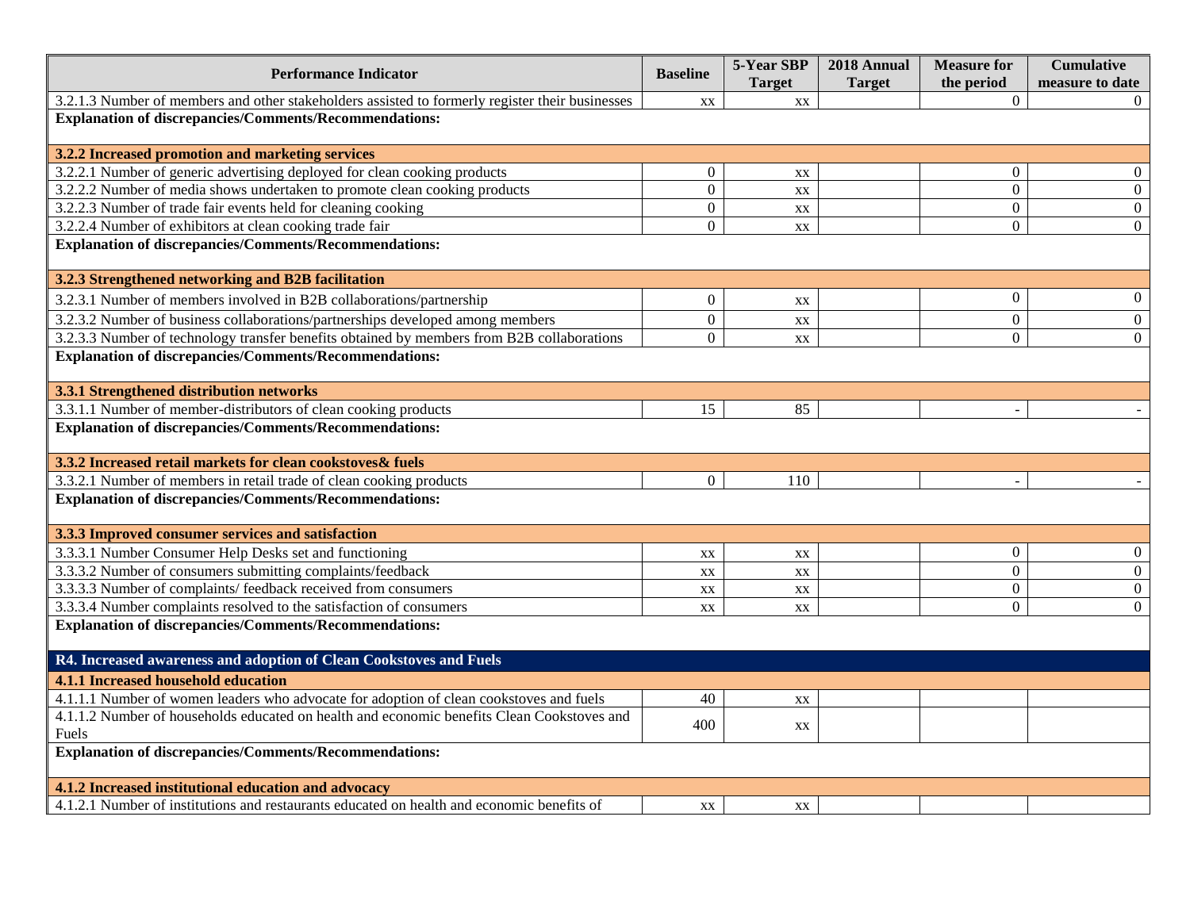| Performance Indicator | Baseline | 5-Year SBP Target | 2018 Annual Target | Measure for the period | Cumulative measure to date |
|---|---|---|---|---|---|
| 3.2.1.3 Number of members and other stakeholders assisted to formerly register their businesses | xx | xx | | 0 | 0 |
| **Explanation of discrepancies/Comments/Recommendations:** | | | | | |
| **3.2.2 Increased promotion and marketing services** | | | | | |
| 3.2.2.1 Number of generic advertising deployed for clean cooking products | 0 | xx | | 0 | 0 |
| 3.2.2.2 Number of media shows undertaken to promote clean cooking products | 0 | xx | | 0 | 0 |
| 3.2.2.3 Number of trade fair events held for cleaning cooking | 0 | xx | | 0 | 0 |
| 3.2.2.4 Number of exhibitors at clean cooking trade fair | 0 | xx | | 0 | 0 |
| **Explanation of discrepancies/Comments/Recommendations:** | | | | | |
| **3.2.3 Strengthened networking and B2B facilitation** | | | | | |
| 3.2.3.1 Number of members involved in B2B collaborations/partnership | 0 | xx | | 0 | 0 |
| 3.2.3.2 Number of business collaborations/partnerships developed among members | 0 | xx | | 0 | 0 |
| 3.2.3.3 Number of technology transfer benefits obtained by members from B2B collaborations | 0 | xx | | 0 | 0 |
| **Explanation of discrepancies/Comments/Recommendations:** | | | | | |
| **3.3.1 Strengthened distribution networks** | | | | | |
| 3.3.1.1 Number of member-distributors of clean cooking products | 15 | 85 | | - | - |
| **Explanation of discrepancies/Comments/Recommendations:** | | | | | |
| **3.3.2 Increased retail markets for clean cookstoves& fuels** | | | | | |
| 3.3.2.1 Number of members in retail trade of clean cooking products | 0 | 110 | | - | - |
| **Explanation of discrepancies/Comments/Recommendations:** | | | | | |
| **3.3.3 Improved consumer services and satisfaction** | | | | | |
| 3.3.3.1 Number Consumer Help Desks set and functioning | xx | xx | | 0 | 0 |
| 3.3.3.2 Number of consumers submitting complaints/feedback | xx | xx | | 0 | 0 |
| 3.3.3.3 Number of complaints/ feedback received from consumers | xx | xx | | 0 | 0 |
| 3.3.3.4 Number complaints resolved to the satisfaction of consumers | xx | xx | | 0 | 0 |
| **Explanation of discrepancies/Comments/Recommendations:** | | | | | |
| **R4. Increased awareness and adoption of Clean Cookstoves and Fuels** | | | | | |
| **4.1.1 Increased household education** | | | | | |
| 4.1.1.1 Number of women leaders who advocate for adoption of clean cookstoves and fuels | 40 | xx | | | |
| 4.1.1.2 Number of households educated on health and economic benefits Clean Cookstoves and Fuels | 400 | xx | | | |
| **Explanation of discrepancies/Comments/Recommendations:** | | | | | |
| **4.1.2 Increased institutional education and advocacy** | | | | | |
| 4.1.2.1 Number of institutions and restaurants educated on health and economic benefits of | xx | xx | | | |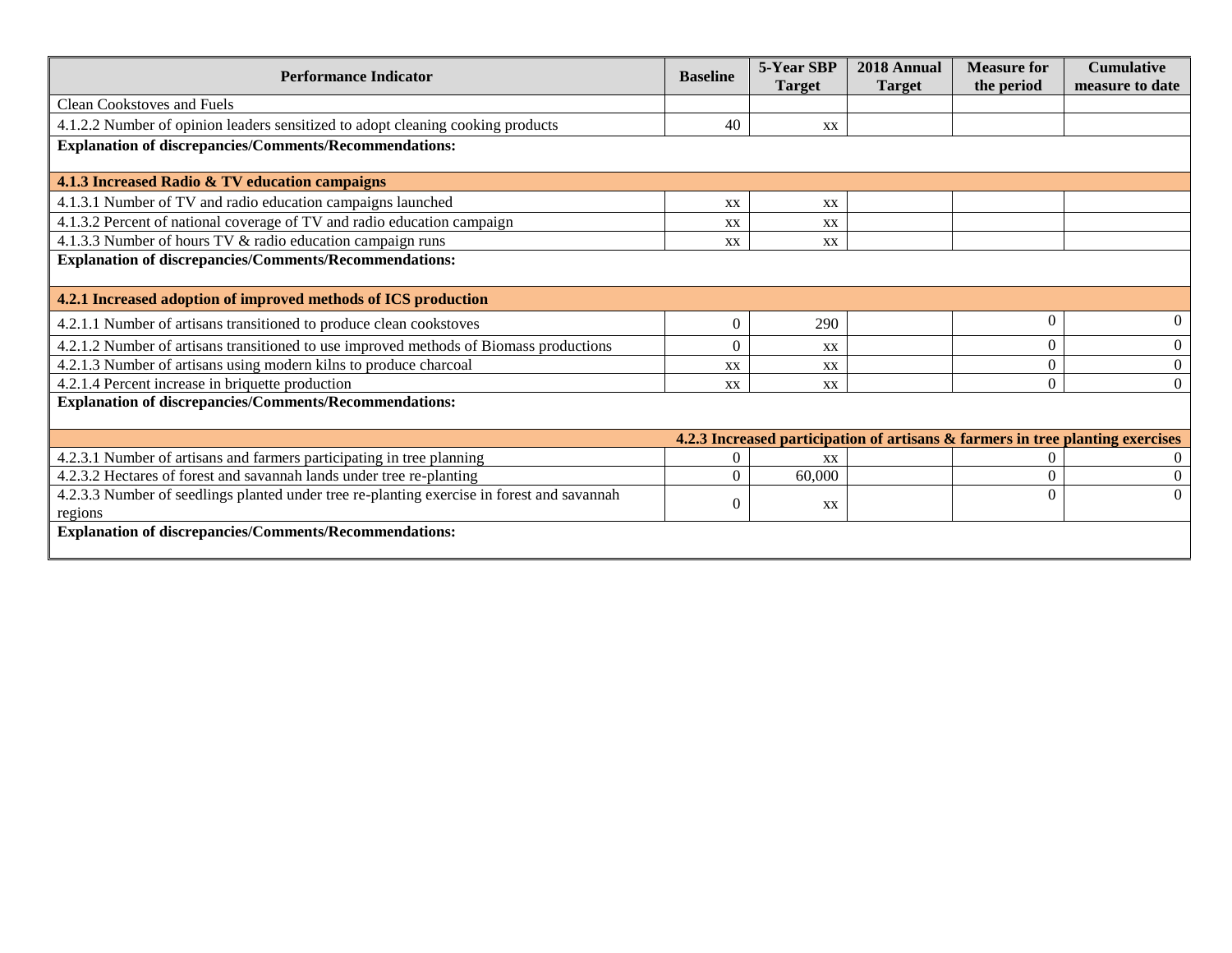| Performance Indicator | Baseline | 5-Year SBP Target | 2018 Annual Target | Measure for the period | Cumulative measure to date |
|---|---|---|---|---|---|
| Clean Cookstoves and Fuels | | | | | |
| 4.1.2.2 Number of opinion leaders sensitized to adopt cleaning cooking products | 40 | xx | | | |
| **Explanation of discrepancies/Comments/Recommendations:** | | | | | |
| **4.1.3 Increased Radio & TV education campaigns** | | | | | |
| 4.1.3.1 Number of TV and radio education campaigns launched | xx | xx | | | |
| 4.1.3.2 Percent of national coverage of TV and radio education campaign | xx | xx | | | |
| 4.1.3.3 Number of hours TV & radio education campaign runs | xx | xx | | | |
| **Explanation of discrepancies/Comments/Recommendations:** | | | | | |
| **4.2.1 Increased adoption of improved methods of ICS production** | | | | | |
| 4.2.1.1 Number of artisans transitioned to produce clean cookstoves | 0 | 290 | | 0 | 0 |
| 4.2.1.2 Number of artisans transitioned to use improved methods of Biomass productions | 0 | xx | | 0 | 0 |
| 4.2.1.3 Number of artisans using modern kilns to produce charcoal | xx | xx | | 0 | 0 |
| 4.2.1.4 Percent increase in briquette production | xx | xx | | 0 | 0 |
| **Explanation of discrepancies/Comments/Recommendations:** | | | | | |
| **4.2.3 Increased participation of artisans & farmers in tree planting exercises** | | | | | |
| 4.2.3.1 Number of artisans and farmers participating in tree planning | 0 | xx | | 0 | 0 |
| 4.2.3.2 Hectares of forest and savannah lands under tree re-planting | 0 | 60,000 | | 0 | 0 |
| 4.2.3.3 Number of seedlings planted under tree re-planting exercise in forest and savannah regions | 0 | xx | | 0 | 0 |
| **Explanation of discrepancies/Comments/Recommendations:** | | | | | |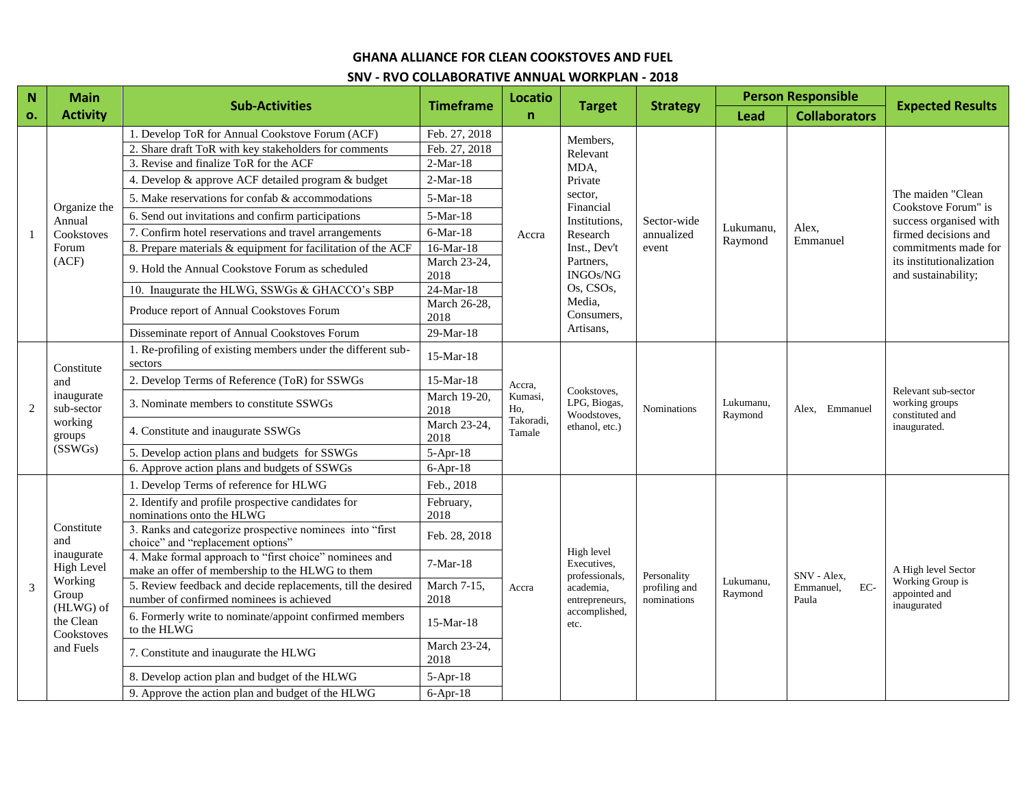## GHANA ALLIANCE FOR CLEAN COOKSTOVES AND FUEL

## SNV - RVO COLLABORATIVE ANNUAL WORKPLAN - 2018

| No. | Main Activity | Sub-Activities | Timeframe | Location | Target | Strategy | Person Responsible – Lead | Person Responsible – Collaborators | Expected Results |
|---|---|---|---|---|---|---|---|---|---|
| 1 | Organize the Annual Cookstoves Forum (ACF) | 1. Develop ToR for Annual Cookstove Forum (ACF) | Feb. 27, 2018 | Accra | Members, Relevant MDA, Private sector, Financial Institutions, Research Inst., Dev't Partners, INGOs/NGOs, CSOs, Media, Consumers, Artisans, | Sector-wide annualized event | Lukumanu, Raymond | Alex, Emmanuel | The maiden "Clean Cookstove Forum" is success organised with firmed decisions and commitments made for its institutionalization and sustainability; |
| | | 2. Share draft ToR with key stakeholders for comments | Feb. 27, 2018 | | | | | | |
| | | 3. Revise and finalize ToR for the ACF | 2-Mar-18 | | | | | | |
| | | 4. Develop & approve ACF detailed program & budget | 2-Mar-18 | | | | | | |
| | | 5. Make reservations for confab & accommodations | 5-Mar-18 | | | | | | |
| | | 6. Send out invitations and confirm participations | 5-Mar-18 | | | | | | |
| | | 7. Confirm hotel reservations and travel arrangements | 6-Mar-18 | | | | | | |
| | | 8. Prepare materials & equipment for facilitation of the ACF | 16-Mar-18 | | | | | | |
| | | 9. Hold the Annual Cookstove Forum as scheduled | March 23-24, 2018 | | | | | | |
| | | 10. Inaugurate the HLWG, SSWGs & GHACCO's SBP | 24-Mar-18 | | | | | | |
| | | Produce report of Annual Cookstoves Forum | March 26-28, 2018 | | | | | | |
| | | Disseminate report of Annual Cookstoves Forum | 29-Mar-18 | | | | | | |
| 2 | Constitute and inaugurate sub-sector working groups (SSWGs) | 1. Re-profiling of existing members under the different sub-sectors | 15-Mar-18 | Accra, Kumasi, Ho, Takoradi, Tamale | Cookstoves, LPG, Biogas, Woodstoves, ethanol, etc.) | Nominations | Lukumanu, Raymond | Alex, Emmanuel | Relevant sub-sector working groups constituted and inaugurated. |
| | | 2. Develop Terms of Reference (ToR) for SSWGs | 15-Mar-18 | | | | | | |
| | | 3. Nominate members to constitute SSWGs | March 19-20, 2018 | | | | | | |
| | | 4. Constitute and inaugurate SSWGs | March 23-24, 2018 | | | | | | |
| | | 5. Develop action plans and budgets for SSWGs | 5-Apr-18 | | | | | | |
| | | 6. Approve action plans and budgets of SSWGs | 6-Apr-18 | | | | | | |
| 3 | Constitute and inaugurate High Level Working Group (HLWG) of the Clean Cookstoves and Fuels | 1. Develop Terms of reference for HLWG | Feb., 2018 | Accra | High level Executives, professionals, academia, entrepreneurs, accomplished, etc. | Personality profiling and nominations | Lukumanu, Raymond | SNV - Alex, Emmanuel, EC-Paula | A High level Sector Working Group is appointed and inaugurated |
| | | 2. Identify and profile prospective candidates for nominations onto the HLWG | February, 2018 | | | | | | |
| | | 3. Ranks and categorize prospective nominees into "first choice" and "replacement options" | Feb. 28, 2018 | | | | | | |
| | | 4. Make formal approach to "first choice" nominees and make an offer of membership to the HLWG to them | 7-Mar-18 | | | | | | |
| | | 5. Review feedback and decide replacements, till the desired number of confirmed nominees is achieved | March 7-15, 2018 | | | | | | |
| | | 6. Formerly write to nominate/appoint confirmed members to the HLWG | 15-Mar-18 | | | | | | |
| | | 7. Constitute and inaugurate the HLWG | March 23-24, 2018 | | | | | | |
| | | 8. Develop action plan and budget of the HLWG | 5-Apr-18 | | | | | | |
| | | 9. Approve the action plan and budget of the HLWG | 6-Apr-18 | | | | | | |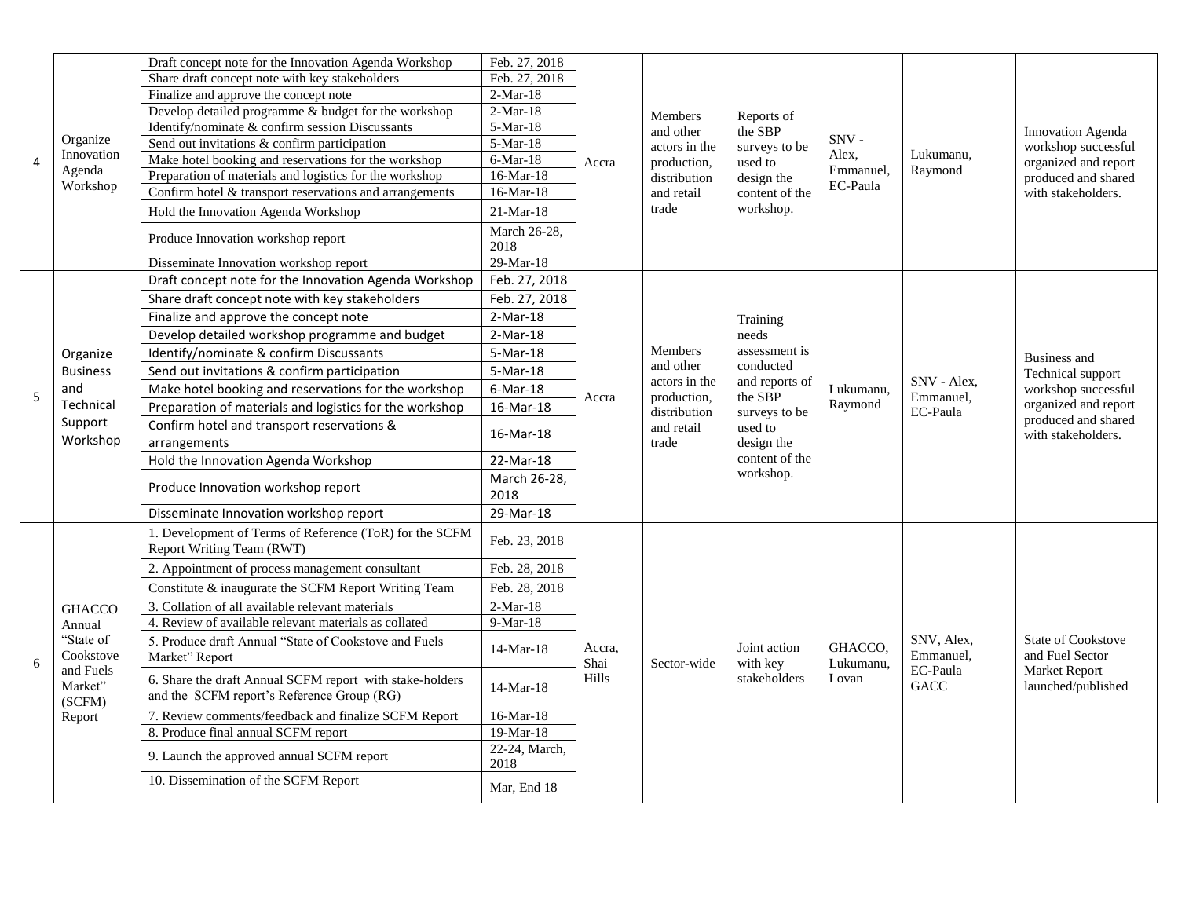| | | | | | | | | | |
|---|---|---|---|---|---|---|---|---|---|
| 4 | Organize Innovation Agenda Workshop | Draft concept note for the Innovation Agenda Workshop | Feb. 27, 2018 | Accra | Members and other actors in the production, distribution and retail trade | Reports of the SBP surveys to be used to design the content of the workshop. | SNV - Alex, Emmanuel, EC-Paula | Lukumanu, Raymond | Innovation Agenda workshop successful organized and report produced and shared with stakeholders. |
| | | Share draft concept note with key stakeholders | Feb. 27, 2018 | | | | | | |
| | | Finalize and approve the concept note | 2-Mar-18 | | | | | | |
| | | Develop detailed programme & budget for the workshop | 2-Mar-18 | | | | | | |
| | | Identify/nominate & confirm session Discussants | 5-Mar-18 | | | | | | |
| | | Send out invitations & confirm participation | 5-Mar-18 | | | | | | |
| | | Make hotel booking and reservations for the workshop | 6-Mar-18 | | | | | | |
| | | Preparation of materials and logistics for the workshop | 16-Mar-18 | | | | | | |
| | | Confirm hotel & transport reservations and arrangements | 16-Mar-18 | | | | | | |
| | | Hold the Innovation Agenda Workshop | 21-Mar-18 | | | | | | |
| | | Produce Innovation workshop report | March 26-28, 2018 | | | | | | |
| | | Disseminate Innovation workshop report | 29-Mar-18 | | | | | | |
| 5 | Organize Business and Technical Support Workshop | Draft concept note for the Innovation Agenda Workshop | Feb. 27, 2018 | Accra | Members and other actors in the production, distribution and retail trade | Training needs assessment is conducted and reports of the SBP surveys to be used to design the content of the workshop. | Lukumanu, Raymond | SNV - Alex, Emmanuel, EC-Paula | Business and Technical support workshop successful organized and report produced and shared with stakeholders. |
| | | Share draft concept note with key stakeholders | Feb. 27, 2018 | | | | | | |
| | | Finalize and approve the concept note | 2-Mar-18 | | | | | | |
| | | Develop detailed workshop programme and budget | 2-Mar-18 | | | | | | |
| | | Identify/nominate & confirm Discussants | 5-Mar-18 | | | | | | |
| | | Send out invitations & confirm participation | 5-Mar-18 | | | | | | |
| | | Make hotel booking and reservations for the workshop | 6-Mar-18 | | | | | | |
| | | Preparation of materials and logistics for the workshop | 16-Mar-18 | | | | | | |
| | | Confirm hotel and transport reservations & arrangements | 16-Mar-18 | | | | | | |
| | | Hold the Innovation Agenda Workshop | 22-Mar-18 | | | | | | |
| | | Produce Innovation workshop report | March 26-28, 2018 | | | | | | |
| | | Disseminate Innovation workshop report | 29-Mar-18 | | | | | | |
| 6 | GHACCO Annual "State of Cookstove and Fuels Market" (SCFM) Report | 1. Development of Terms of Reference (ToR) for the SCFM Report Writing Team (RWT) | Feb. 23, 2018 | Accra, Shai Hills | Sector-wide | Joint action with key stakeholders | GHACCO, Lukumanu, Lovan | SNV, Alex, Emmanuel, EC-Paula GACC | State of Cookstove and Fuel Sector Market Report launched/published |
| | | 2. Appointment of process management consultant | Feb. 28, 2018 | | | | | | |
| | | Constitute & inaugurate the SCFM Report Writing Team | Feb. 28, 2018 | | | | | | |
| | | 3. Collation of all available relevant materials | 2-Mar-18 | | | | | | |
| | | 4. Review of available relevant materials as collated | 9-Mar-18 | | | | | | |
| | | 5. Produce draft Annual "State of Cookstove and Fuels Market" Report | 14-Mar-18 | | | | | | |
| | | 6. Share the draft Annual SCFM report with stake-holders and the SCFM report's Reference Group (RG) | 14-Mar-18 | | | | | | |
| | | 7. Review comments/feedback and finalize SCFM Report | 16-Mar-18 | | | | | | |
| | | 8. Produce final annual SCFM report | 19-Mar-18 | | | | | | |
| | | 9. Launch the approved annual SCFM report | 22-24, March, 2018 | | | | | | |
| | | 10. Dissemination of the SCFM Report | Mar, End 18 | | | | | | |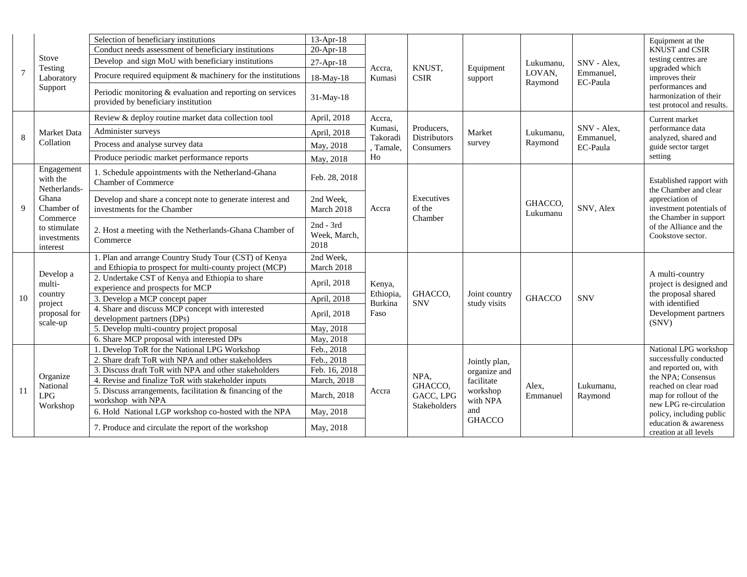| 7 | Stove Testing Laboratory Support | Selection of beneficiary institutions | 13-Apr-18 | Accra, Kumasi | KNUST, CSIR | Equipment support | Lukumanu, LOVAN, Raymond | SNV - Alex, Emmanuel, EC-Paula | Equipment at the KNUST and CSIR testing centres are upgraded which improves their performances and harmonization of their test protocol and results. |
|---|---|---|---|---|---|---|---|---|---|
| | | Conduct needs assessment of beneficiary institutions | 20-Apr-18 | | | | | | |
| | | Develop and sign MoU with beneficiary institutions | 27-Apr-18 | | | | | | |
| | | Procure required equipment & machinery for the institutions | 18-May-18 | | | | | | |
| | | Periodic monitoring & evaluation and reporting on services provided by beneficiary institution | 31-May-18 | | | | | | |
| 8 | Market Data Collation | Review & deploy routine market data collection tool | April, 2018 | Accra, Kumasi, Takoradi, Tamale, Ho | Producers, Distributors Consumers | Market survey | Lukumanu, Raymond | SNV - Alex, Emmanuel, EC-Paula | Current market performance data analyzed, shared and guide sector target setting |
| | | Administer surveys | April, 2018 | | | | | | |
| | | Process and analyse survey data | May, 2018 | | | | | | |
| | | Produce periodic market performance reports | May, 2018 | | | | | | |
| 9 | Engagement with the Netherlands-Ghana Chamber of Commerce to stimulate investments interest | 1. Schedule appointments with the Netherland-Ghana Chamber of Commerce | Feb. 28, 2018 | Accra | Executives of the Chamber | | GHACCO, Lukumanu | SNV, Alex | Established rapport with the Chamber and clear appreciation of investment potentials of the Chamber in support of the Alliance and the Cookstove sector. |
| | | Develop and share a concept note to generate interest and investments for the Chamber | 2nd Week, March 2018 | | | | | | |
| | | 2. Host a meeting with the Netherlands-Ghana Chamber of Commerce | 2nd - 3rd Week, March, 2018 | | | | | | |
| 10 | Develop a multi-country project proposal for scale-up | 1. Plan and arrange Country Study Tour (CST) of Kenya and Ethiopia to prospect for multi-county project (MCP) | 2nd Week, March 2018 | Kenya, Ethiopia, Burkina Faso | GHACCO, SNV | Joint country study visits | GHACCO | SNV | A multi-country project is designed and the proposal shared with identified Development partners (SNV) |
| | | 2. Undertake CST of Kenya and Ethiopia to share experience and prospects for MCP | April, 2018 | | | | | | |
| | | 3. Develop a MCP concept paper | April, 2018 | | | | | | |
| | | 4. Share and discuss MCP concept with interested development partners (DPs) | April, 2018 | | | | | | |
| | | 5. Develop multi-country project proposal | May, 2018 | | | | | | |
| | | 6. Share MCP proposal with interested DPs | May, 2018 | | | | | | |
| 11 | Organize National LPG Workshop | 1. Develop ToR for the National LPG Workshop | Feb., 2018 | Accra | NPA, GHACCO, GACC, LPG Stakeholders | Jointly plan, organize and facilitate workshop with NPA and GHACCO | Alex, Emmanuel | Lukumanu, Raymond | National LPG workshop successfully conducted and reported on, with the NPA; Consensus reached on clear road map for rollout of the new LPG re-circulation policy, including public education & awareness creation at all levels |
| | | 2. Share draft ToR with NPA and other stakeholders | Feb., 2018 | | | | | | |
| | | 3. Discuss draft ToR with NPA and other stakeholders | Feb. 16, 2018 | | | | | | |
| | | 4. Revise and finalize ToR with stakeholder inputs | March, 2018 | | | | | | |
| | | 5. Discuss arrangements, facilitation & financing of the workshop with NPA | March, 2018 | | | | | | |
| | | 6. Hold National LGP workshop co-hosted with the NPA | May, 2018 | | | | | | |
| | | 7. Produce and circulate the report of the workshop | May, 2018 | | | | | | |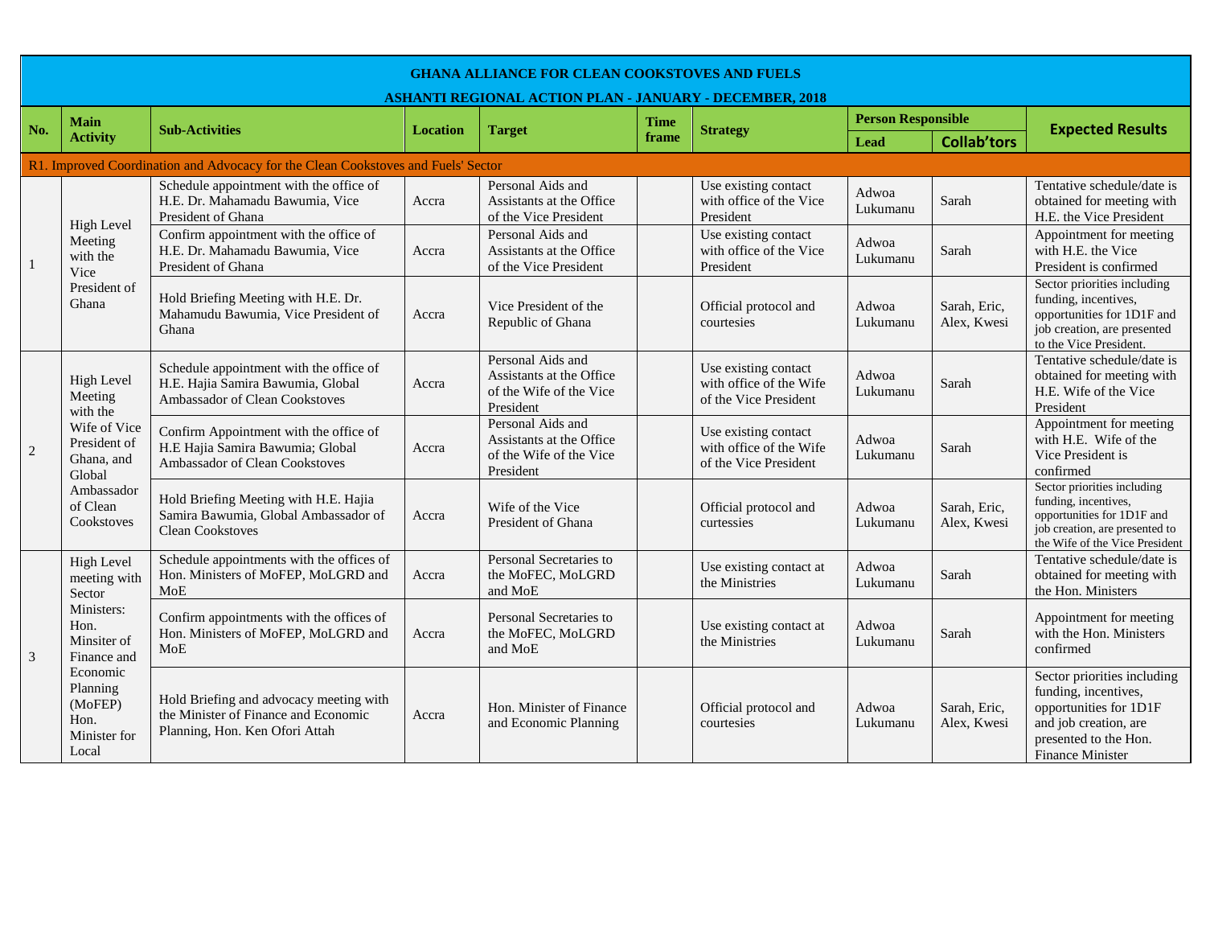**GHANA ALLIANCE FOR CLEAN COOKSTOVES AND FUELS**

**ASHANTI REGIONAL ACTION PLAN - JANUARY - DECEMBER, 2018**

| No. | Main Activity | Sub-Activities | Location | Target | Time frame | Strategy | Person Responsible | | Expected Results |
|---|---|---|---|---|---|---|---|---|---|
| | | | | | | | Lead | Collab'tors | |
| R1. Improved Coordination and Advocacy for the Clean Cookstoves and Fuels' Sector | | | | | | | | | |
| 1 | High Level Meeting with the Vice President of Ghana | Schedule appointment with the office of H.E. Dr. Mahamadu Bawumia, Vice President of Ghana | Accra | Personal Aids and Assistants at the Office of the Vice President | | Use existing contact with office of the Vice President | Adwoa Lukumanu | Sarah | Tentative schedule/date is obtained for meeting with H.E. the Vice President |
| | | Confirm appointment with the office of H.E. Dr. Mahamadu Bawumia, Vice President of Ghana | Accra | Personal Aids and Assistants at the Office of the Vice President | | Use existing contact with office of the Vice President | Adwoa Lukumanu | Sarah | Appointment for meeting with H.E. the Vice President is confirmed |
| | | Hold Briefing Meeting with H.E. Dr. Mahamudu Bawumia, Vice President of Ghana | Accra | Vice President of the Republic of Ghana | | Official protocol and courtesies | Adwoa Lukumanu | Sarah, Eric, Alex, Kwesi | Sector priorities including funding, incentives, opportunities for 1D1F and job creation, are presented to the Vice President. |
| 2 | High Level Meeting with the Wife of Vice President of Ghana, and Global Ambassador of Clean Cookstoves | Schedule appointment with the office of H.E. Hajia Samira Bawumia, Global Ambassador of Clean Cookstoves | Accra | Personal Aids and Assistants at the Office of the Wife of the Vice President | | Use existing contact with office of the Wife of the Vice President | Adwoa Lukumanu | Sarah | Tentative schedule/date is obtained for meeting with H.E. Wife of the Vice President |
| | | Confirm Appointment with the office of H.E Hajia Samira Bawumia; Global Ambassador of Clean Cookstoves | Accra | Personal Aids and Assistants at the Office of the Wife of the Vice President | | Use existing contact with office of the Wife of the Vice President | Adwoa Lukumanu | Sarah | Appointment for meeting with H.E. Wife of the Vice President is confirmed |
| | | Hold Briefing Meeting with H.E. Hajia Samira Bawumia, Global Ambassador of Clean Cookstoves | Accra | Wife of the Vice President of Ghana | | Official protocol and curtesies | Adwoa Lukumanu | Sarah, Eric, Alex, Kwesi | Sector priorities including funding, incentives, opportunities for 1D1F and job creation, are presented to the Wife of the Vice President |
| 3 | High Level meeting with Sector Ministers: Hon. Minsiter of Finance and Economic Planning (MoFEP) Hon. Minister for Local | Schedule appointments with the offices of Hon. Ministers of MoFEP, MoLGRD and MoE | Accra | Personal Secretaries to the MoFEC, MoLGRD and MoE | | Use existing contact at the Ministries | Adwoa Lukumanu | Sarah | Tentative schedule/date is obtained for meeting with the Hon. Ministers |
| | | Confirm appointments with the offices of Hon. Ministers of MoFEP, MoLGRD and MoE | Accra | Personal Secretaries to the MoFEC, MoLGRD and MoE | | Use existing contact at the Ministries | Adwoa Lukumanu | Sarah | Appointment for meeting with the Hon. Ministers confirmed |
| | | Hold Briefing and advocacy meeting with the Minister of Finance and Economic Planning, Hon. Ken Ofori Attah | Accra | Hon. Minister of Finance and Economic Planning | | Official protocol and courtesies | Adwoa Lukumanu | Sarah, Eric, Alex, Kwesi | Sector priorities including funding, incentives, opportunities for 1D1F and job creation, are presented to the Hon. Finance Minister |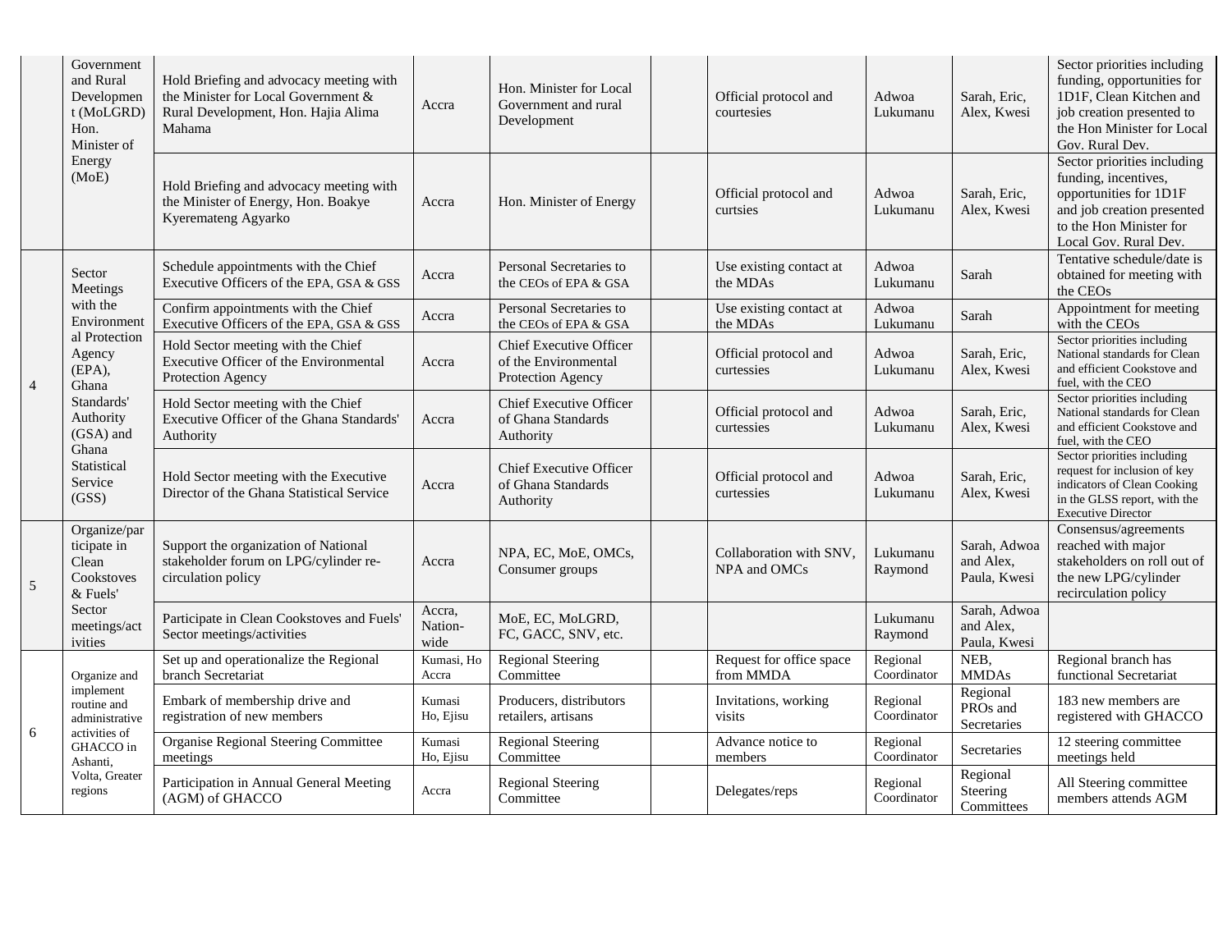| | | | | | | | | | |
|---|---|---|---|---|---|---|---|---|---|
| | Government and Rural Development (MoLGRD) Hon. Minister of Energy (MoE) | Hold Briefing and advocacy meeting with the Minister for Local Government & Rural Development, Hon. Hajia Alima Mahama | Accra | Hon. Minister for Local Government and rural Development | | Official protocol and courtesies | Adwoa Lukumanu | Sarah, Eric, Alex, Kwesi | Sector priorities including funding, opportunities for 1D1F, Clean Kitchen and job creation presented to the Hon Minister for Local Gov. Rural Dev. |
| | | Hold Briefing and advocacy meeting with the Minister of Energy, Hon. Boakye Kyeremateng Agyarko | Accra | Hon. Minister of Energy | | Official protocol and curtsies | Adwoa Lukumanu | Sarah, Eric, Alex, Kwesi | Sector priorities including funding, incentives, opportunities for 1D1F and job creation presented to the Hon Minister for Local Gov. Rural Dev. |
| 4 | Sector Meetings with the Environmental Protection Agency (EPA), Ghana Standards' Authority (GSA) and Ghana Statistical Service (GSS) | Schedule appointments with the Chief Executive Officers of the EPA, GSA & GSS | Accra | Personal Secretaries to the CEOs of EPA & GSA | | Use existing contact at the MDAs | Adwoa Lukumanu | Sarah | Tentative schedule/date is obtained for meeting with the CEOs |
| | | Confirm appointments with the Chief Executive Officers of the EPA, GSA & GSS | Accra | Personal Secretaries to the CEOs of EPA & GSA | | Use existing contact at the MDAs | Adwoa Lukumanu | Sarah | Appointment for meeting with the CEOs |
| | | Hold Sector meeting with the Chief Executive Officer of the Environmental Protection Agency | Accra | Chief Executive Officer of the Environmental Protection Agency | | Official protocol and curtesies | Adwoa Lukumanu | Sarah, Eric, Alex, Kwesi | Sector priorities including National standards for Clean and efficient Cookstove and fuel, with the CEO |
| | | Hold Sector meeting with the Chief Executive Officer of the Ghana Standards' Authority | Accra | Chief Executive Officer of Ghana Standards Authority | | Official protocol and curtesies | Adwoa Lukumanu | Sarah, Eric, Alex, Kwesi | Sector priorities including National standards for Clean and efficient Cookstove and fuel, with the CEO |
| | | Hold Sector meeting with the Executive Director of the Ghana Statistical Service | Accra | Chief Executive Officer of Ghana Standards Authority | | Official protocol and curtesies | Adwoa Lukumanu | Sarah, Eric, Alex, Kwesi | Sector priorities including request for inclusion of key indicators of Clean Cooking in the GLSS report, with the Executive Director |
| 5 | Organize/participate in Clean Cookstoves & Fuels' Sector meetings/activities | Support the organization of National stakeholder forum on LPG/cylinder re-circulation policy | Accra | NPA, EC, MoE, OMCs, Consumer groups | | Collaboration with SNV, NPA and OMCs | Lukumanu Raymond | Sarah, Adwoa and Alex, Paula, Kwesi | Consensus/agreements reached with major stakeholders on roll out of the new LPG/cylinder recirculation policy |
| | | Participate in Clean Cookstoves and Fuels' Sector meetings/activities | Accra, Nation-wide | MoE, EC, MoLGRD, FC, GACC, SNV, etc. | | | Lukumanu Raymond | Sarah, Adwoa and Alex, Paula, Kwesi | |
| 6 | Organize and implement routine and administrative activities of GHACCO in Ashanti, Volta, Greater regions | Set up and operationalize the Regional branch Secretariat | Kumasi, Ho Accra | Regional Steering Committee | | Request for office space from MMDA | Regional Coordinator | NEB, MMDAs | Regional branch has functional Secretariat |
| | | Embark of membership drive and registration of new members | Kumasi Ho, Ejisu | Producers, distributors retailers, artisans | | Invitations, working visits | Regional Coordinator | Regional PROs and Secretaries | 183 new members are registered with GHACCO |
| | | Organise Regional Steering Committee meetings | Kumasi Ho, Ejisu | Regional Steering Committee | | Advance notice to members | Regional Coordinator | Secretaries | 12 steering committee meetings held |
| | | Participation in Annual General Meeting (AGM) of GHACCO | Accra | Regional Steering Committee | | Delegates/reps | Regional Coordinator | Regional Steering Committees | All Steering committee members attends AGM |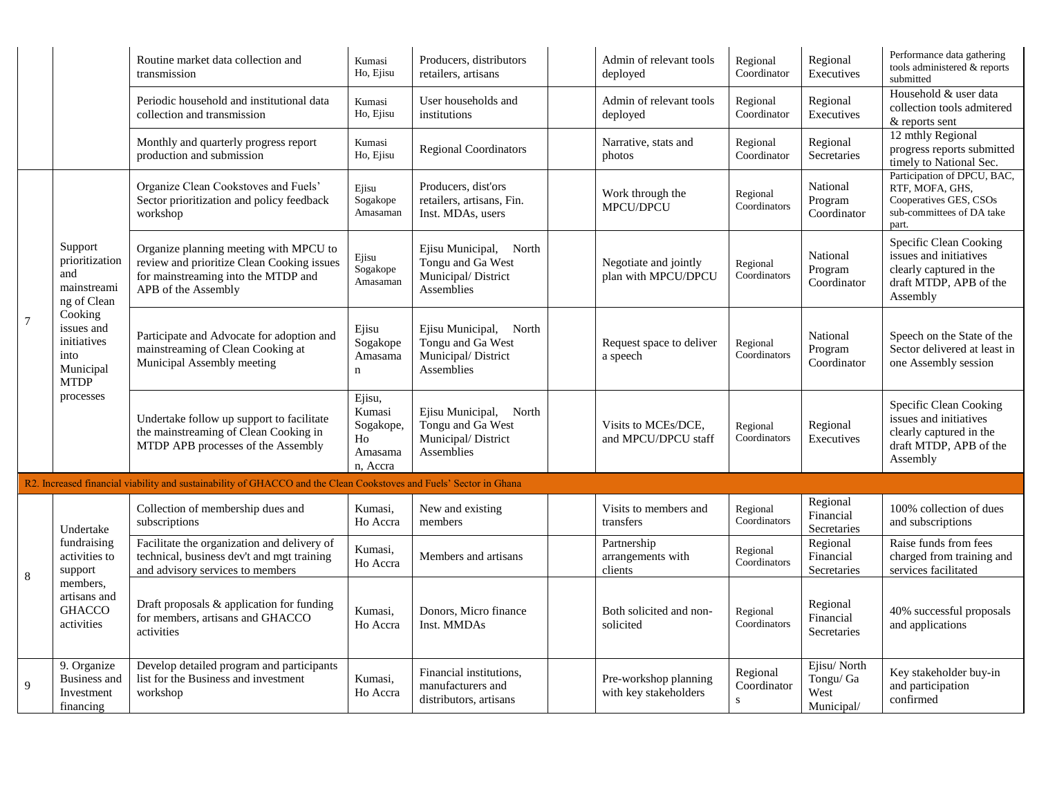| | | | | | | | | | |
|---|---|---|---|---|---|---|---|---|---|
| | | Routine market data collection and transmission | Kumasi Ho, Ejisu | Producers, distributors retailers, artisans | | Admin of relevant tools deployed | Regional Coordinator | Regional Executives | Performance data gathering tools administered & reports submitted |
| | | Periodic household and institutional data collection and transmission | Kumasi Ho, Ejisu | User households and institutions | | Admin of relevant tools deployed | Regional Coordinator | Regional Executives | Household & user data collection tools admitered & reports sent |
| | | Monthly and quarterly progress report production and submission | Kumasi Ho, Ejisu | Regional Coordinators | | Narrative, stats and photos | Regional Coordinator | Regional Secretaries | 12 mthly Regional progress reports submitted timely to National Sec. |
| 7 | Support prioritization and mainstreaming of Clean Cooking issues and initiatives into Municipal MTDP processes | Organize Clean Cookstoves and Fuels' Sector prioritization and policy feedback workshop | Ejisu Sogakope Amasaman | Producers, dist'ors retailers, artisans, Fin. Inst. MDAs, users | | Work through the MPCU/DPCU | Regional Coordinators | National Program Coordinator | Participation of DPCU, BAC, RTF, MOFA, GHS, Cooperatives GES, CSOs sub-committees of DA take part. |
| | | Organize planning meeting with MPCU to review and prioritize Clean Cooking issues for mainstreaming into the MTDP and APB of the Assembly | Ejisu Sogakope Amasaman | Ejisu Municipal, North Tongu and Ga West Municipal/ District Assemblies | | Negotiate and jointly plan with MPCU/DPCU | Regional Coordinators | National Program Coordinator | Specific Clean Cooking issues and initiatives clearly captured in the draft MTDP, APB of the Assembly |
| | | Participate and Advocate for adoption and mainstreaming of Clean Cooking at Municipal Assembly meeting | Ejisu Sogakope Amasaman | Ejisu Municipal, North Tongu and Ga West Municipal/ District Assemblies | | Request space to deliver a speech | Regional Coordinators | National Program Coordinator | Speech on the State of the Sector delivered at least in one Assembly session |
| | | Undertake follow up support to facilitate the mainstreaming of Clean Cooking in MTDP APB processes of the Assembly | Ejisu, Kumasi Sogakope, Ho Amasaman, Accra | Ejisu Municipal, North Tongu and Ga West Municipal/ District Assemblies | | Visits to MCEs/DCE, and MPCU/DPCU staff | Regional Coordinators | Regional Executives | Specific Clean Cooking issues and initiatives clearly captured in the draft MTDP, APB of the Assembly |
| R2. Increased financial viability and sustainability of GHACCO and the Clean Cookstoves and Fuels' Sector in Ghana | | | | | | | | | |
| 8 | Undertake fundraising activities to support members, artisans and GHACCO activities | Collection of membership dues and subscriptions | Kumasi, Ho Accra | New and existing members | | Visits to members and transfers | Regional Coordinators | Regional Financial Secretaries | 100% collection of dues and subscriptions |
| | | Facilitate the organization and delivery of technical, business dev't and mgt training and advisory services to members | Kumasi, Ho Accra | Members and artisans | | Partnership arrangements with clients | Regional Coordinators | Regional Financial Secretaries | Raise funds from fees charged from training and services facilitated |
| | | Draft proposals & application for funding for members, artisans and GHACCO activities | Kumasi, Ho Accra | Donors, Micro finance Inst. MMDAs | | Both solicited and non-solicited | Regional Coordinators | Regional Financial Secretaries | 40% successful proposals and applications |
| 9 | 9. Organize Business and Investment financing | Develop detailed program and participants list for the Business and investment workshop | Kumasi, Ho Accra | Financial institutions, manufacturers and distributors, artisans | | Pre-workshop planning with key stakeholders | Regional Coordinators | Ejisu/ North Tongu/ Ga West Municipal/ | Key stakeholder buy-in and participation confirmed |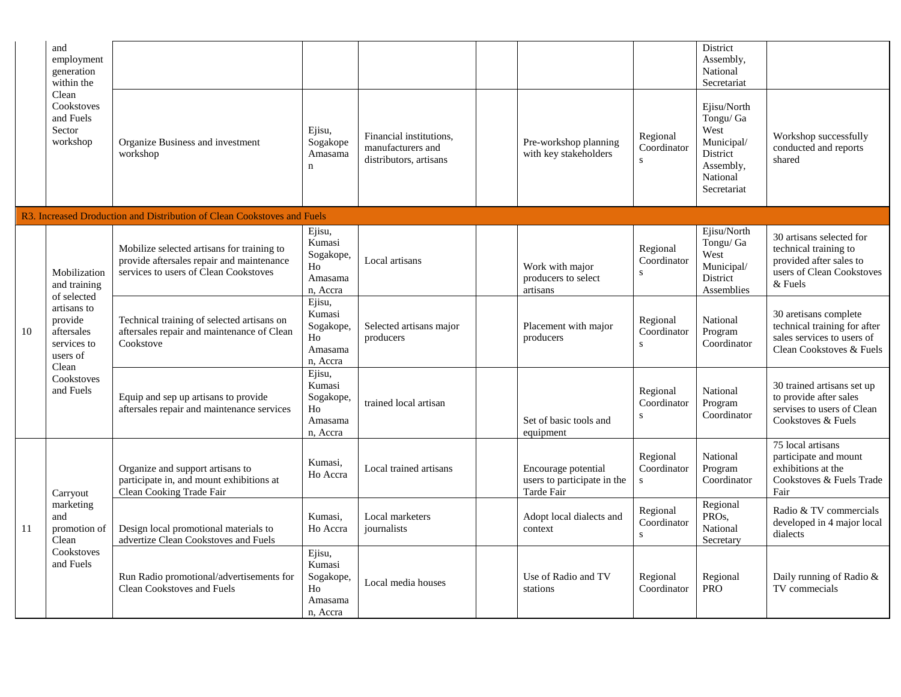| | | | | | | | | |
|---|---|---|---|---|---|---|---|---|
| | and employment generation within the Clean Cookstoves and Fuels Sector workshop | | | | | | District Assembly, National Secretariat | |
| | | Organize Business and investment workshop | Ejisu, Sogakope Amasaman | Financial institutions, manufacturers and distributors, artisans | | Pre-workshop planning with key stakeholders | Regional Coordinators | Ejisu/North Tongu/ Ga West Municipal/ District Assembly, National Secretariat | Workshop successfully conducted and reports shared |
| R3. Increased Droduction and Distribution of Clean Cookstoves and Fuels | | | | | | | | | |
| 10 | Mobilization and training of selected artisans to provide aftersales services to users of Clean Cookstoves and Fuels | Mobilize selected artisans for training to provide aftersales repair and maintenance services to users of Clean Cookstoves | Ejisu, Kumasi Sogakope, Ho Amasaman, Accra | Local artisans | | Work with major producers to select artisans | Regional Coordinators | Ejisu/North Tongu/ Ga West Municipal/ District Assemblies | 30 artisans selected for technical training to provided after sales to users of Clean Cookstoves & Fuels |
| | | Technical training of selected artisans on aftersales repair and maintenance of Clean Cookstove | Ejisu, Kumasi Sogakope, Ho Amasaman, Accra | Selected artisans major producers | | Placement with major producers | Regional Coordinators | National Program Coordinator | 30 aretisans complete technical training for after sales services to users of Clean Cookstoves & Fuels |
| | | Equip and sep up artisans to provide aftersales repair and maintenance services | Ejisu, Kumasi Sogakope, Ho Amasaman, Accra | trained local artisan | | Set of basic tools and equipment | Regional Coordinators | National Program Coordinator | 30 trained artisans set up to provide after sales servises to users of Clean Cookstoves & Fuels |
| 11 | Carryout marketing and promotion of Clean Cookstoves and Fuels | Organize and support artisans to participate in, and mount exhibitions at Clean Cooking Trade Fair | Kumasi, Ho Accra | Local trained artisans | | Encourage potential users to participate in the Tarde Fair | Regional Coordinators | National Program Coordinator | 75 local artisans participate and mount exhibitions at the Cookstoves & Fuels Trade Fair |
| | | Design local promotional materials to advertize Clean Cookstoves and Fuels | Kumasi, Ho Accra | Local marketers journalists | | Adopt local dialects and context | Regional Coordinators | Regional PROs, National Secretary | Radio & TV commercials developed in 4 major local dialects |
| | | Run Radio promotional/advertisements for Clean Cookstoves and Fuels | Ejisu, Kumasi Sogakope, Ho Amasaman, Accra | Local media houses | | Use of Radio and TV stations | Regional Coordinator | Regional PRO | Daily running of Radio & TV commecials |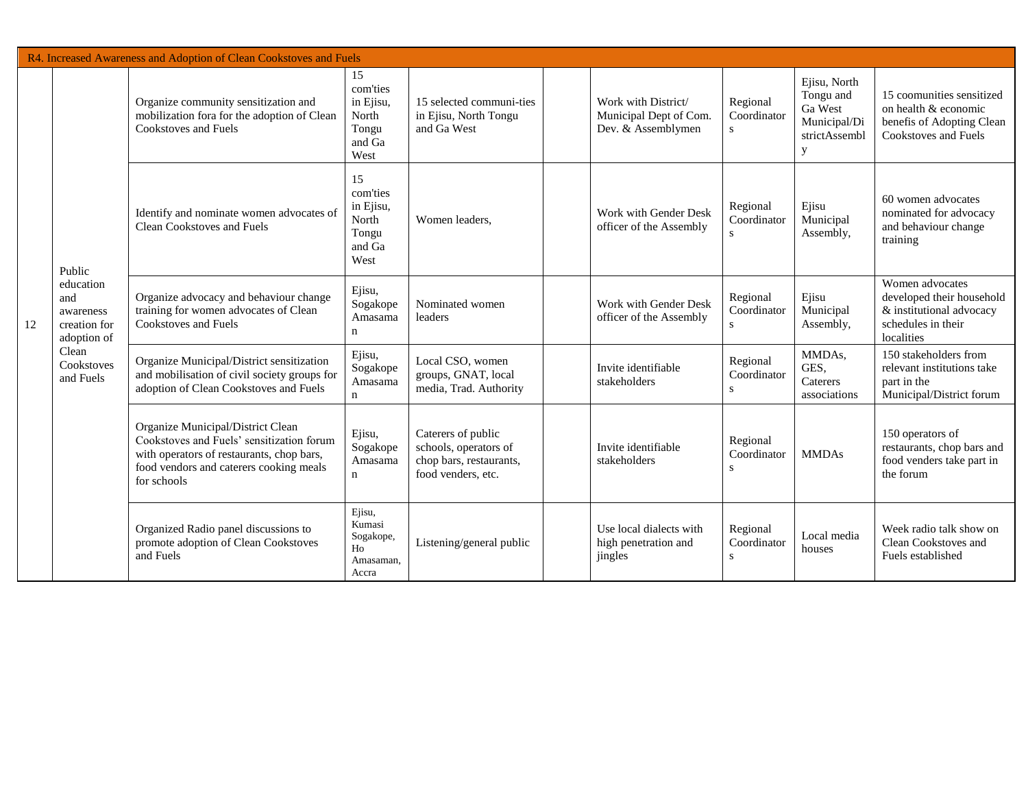| R4. Increased Awareness and Adoption of Clean Cookstoves and Fuels | | | | | | | | | |
|---|---|---|---|---|---|---|---|---|---|
| 12 | Public education and awareness creation for adoption of Clean Cookstoves and Fuels | Organize community sensitization and mobilization fora for the adoption of Clean Cookstoves and Fuels | 15 com'ties in Ejisu, North Tongu and Ga West | 15 selected communi-ties in Ejisu, North Tongu and Ga West | | Work with District/ Municipal Dept of Com. Dev. & Assemblymen | Regional Coordinators | Ejisu, North Tongu and Ga West Municipal/DistrictAssembly | 15 coomunities sensitized on health & economic benefis of Adopting Clean Cookstoves and Fuels |
| | | Identify and nominate women advocates of Clean Cookstoves and Fuels | 15 com'ties in Ejisu, North Tongu and Ga West | Women leaders, | | Work with Gender Desk officer of the Assembly | Regional Coordinators | Ejisu Municipal Assembly, | 60 women advocates nominated for advocacy and behaviour change training |
| | | Organize advocacy and behaviour change training for women advocates of Clean Cookstoves and Fuels | Ejisu, Sogakope Amasaman | Nominated women leaders | | Work with Gender Desk officer of the Assembly | Regional Coordinators | Ejisu Municipal Assembly, | Women advocates developed their household & institutional advocacy schedules in their localities |
| | | Organize Municipal/District sensitization and mobilisation of civil society groups for adoption of Clean Cookstoves and Fuels | Ejisu, Sogakope Amasaman | Local CSO, women groups, GNAT, local media, Trad. Authority | | Invite identifiable stakeholders | Regional Coordinators | MMDAs, GES, Caterers associations | 150 stakeholders from relevant institutions take part in the Municipal/District forum |
| | | Organize Municipal/District Clean Cookstoves and Fuels' sensitization forum with operators of restaurants, chop bars, food vendors and caterers cooking meals for schools | Ejisu, Sogakope Amasaman | Caterers of public schools, operators of chop bars, restaurants, food venders, etc. | | Invite identifiable stakeholders | Regional Coordinators | MMDAs | 150 operators of restaurants, chop bars and food venders take part in the forum |
| | | Organized Radio panel discussions to promote adoption of Clean Cookstoves and Fuels | Ejisu, Kumasi Sogakope, Ho Amasaman, Accra | Listening/general public | | Use local dialects with high penetration and jingles | Regional Coordinators | Local media houses | Week radio talk show on Clean Cookstoves and Fuels established |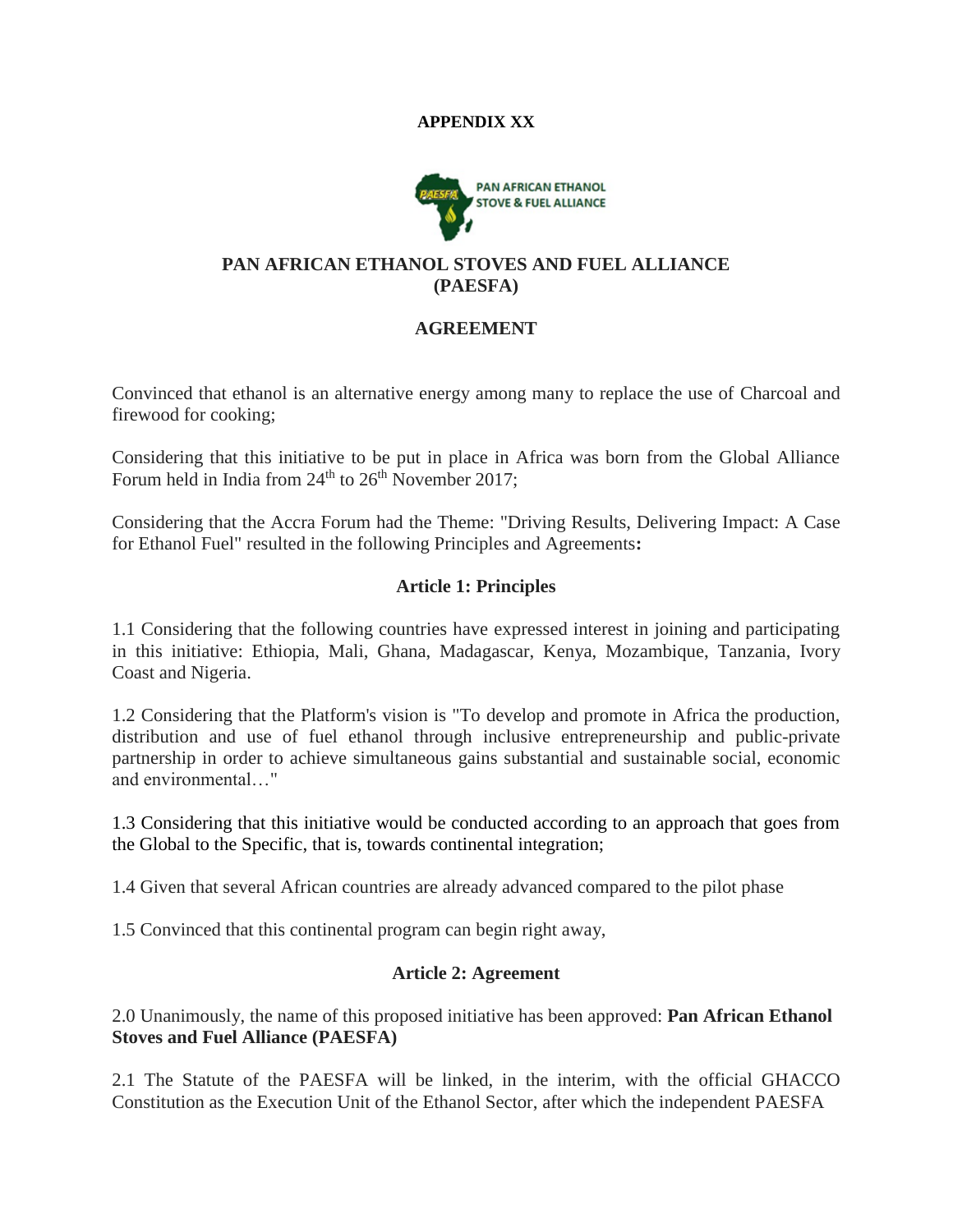**APPENDIX XX**

# PAN AFRICAN ETHANOL STOVES AND FUEL ALLIANCE (PAESFA)

## AGREEMENT

Convinced that ethanol is an alternative energy among many to replace the use of Charcoal and firewood for cooking;

Considering that this initiative to be put in place in Africa was born from the Global Alliance Forum held in India from 24th to 26th November 2017;

Considering that the Accra Forum had the Theme: "Driving Results, Delivering Impact: A Case for Ethanol Fuel" resulted in the following Principles and Agreements**:**

### Article 1: Principles

1.1 Considering that the following countries have expressed interest in joining and participating in this initiative: Ethiopia, Mali, Ghana, Madagascar, Kenya, Mozambique, Tanzania, Ivory Coast and Nigeria.

1.2 Considering that the Platform's vision is "To develop and promote in Africa the production, distribution and use of fuel ethanol through inclusive entrepreneurship and public-private partnership in order to achieve simultaneous gains substantial and sustainable social, economic and environmental…"

1.3 Considering that this initiative would be conducted according to an approach that goes from the Global to the Specific, that is, towards continental integration;

1.4 Given that several African countries are already advanced compared to the pilot phase

1.5 Convinced that this continental program can begin right away,

### Article 2: Agreement

2.0 Unanimously, the name of this proposed initiative has been approved: **Pan African Ethanol Stoves and Fuel Alliance (PAESFA)**

2.1 The Statute of the PAESFA will be linked, in the interim, with the official GHACCO Constitution as the Execution Unit of the Ethanol Sector, after which the independent PAESFA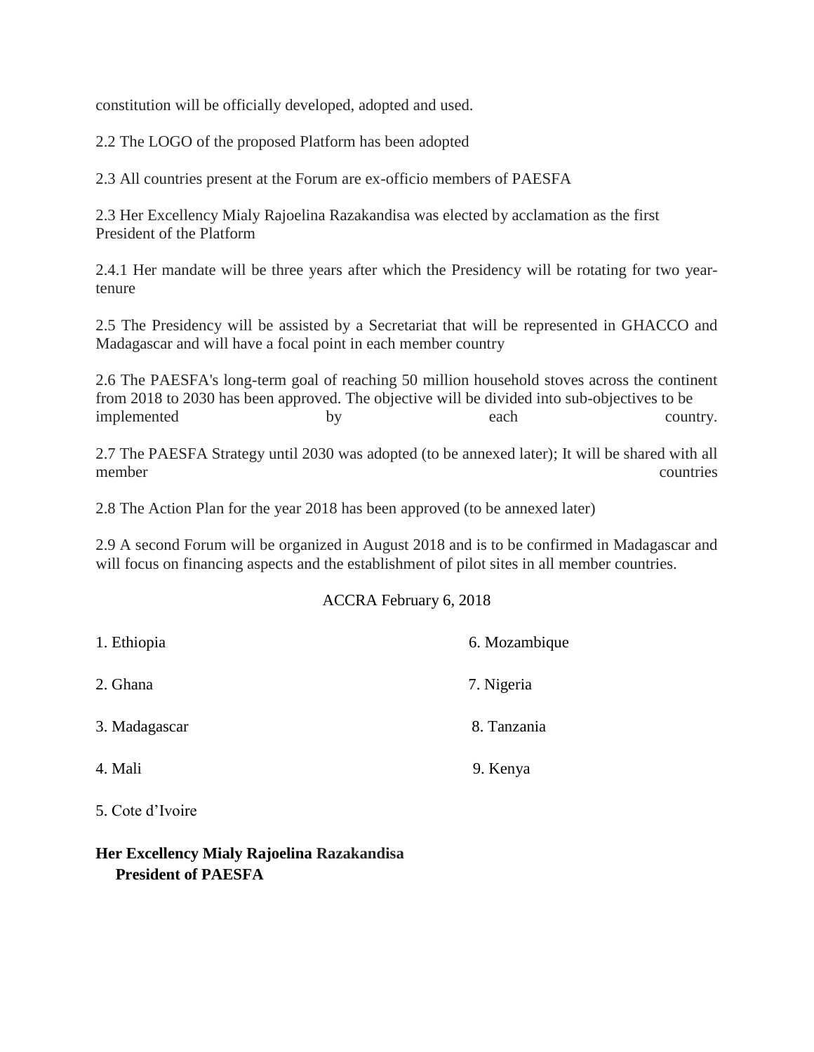constitution will be officially developed, adopted and used.

2.2 The LOGO of the proposed Platform has been adopted

2.3 All countries present at the Forum are ex-officio members of PAESFA

2.3 Her Excellency Mialy Rajoelina Razakandisa was elected by acclamation as the first President of the Platform

2.4.1 Her mandate will be three years after which the Presidency will be rotating for two year-tenure

2.5 The Presidency will be assisted by a Secretariat that will be represented in GHACCO and Madagascar and will have a focal point in each member country

2.6 The PAESFA's long-term goal of reaching 50 million household stoves across the continent from 2018 to 2030 has been approved. The objective will be divided into sub-objectives to be implemented by each country.

2.7 The PAESFA Strategy until 2030 was adopted (to be annexed later); It will be shared with all member countries

2.8 The Action Plan for the year 2018 has been approved (to be annexed later)

2.9 A second Forum will be organized in August 2018 and is to be confirmed in Madagascar and will focus on financing aspects and the establishment of pilot sites in all member countries.

ACCRA February 6, 2018

1. Ethiopia
2. Ghana
3. Madagascar
4. Mali
5. Cote d'Ivoire
6. Mozambique
7. Nigeria
8. Tanzania
9. Kenya

**Her Excellency Mialy Rajoelina Razakandisa**
**President of PAESFA**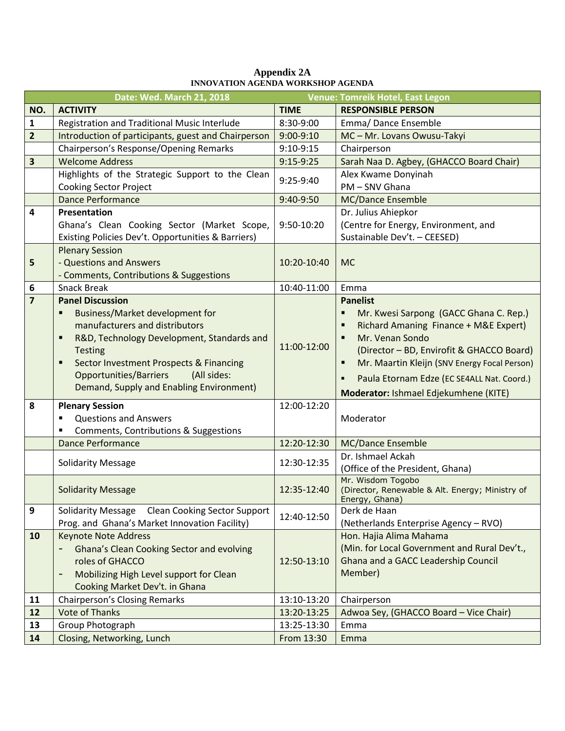# Appendix 2A

## INNOVATION AGENDA WORKSHOP AGENDA

| Date: Wed. March 21, 2018 | | Venue: Tomreik Hotel, East Legon | |
|---|---|---|---|
| **NO.** | **ACTIVITY** | **TIME** | **RESPONSIBLE PERSON** |
| **1** | Registration and Traditional Music Interlude | 8:30-9:00 | Emma/ Dance Ensemble |
| **2** | Introduction of participants, guest and Chairperson | 9:00-9:10 | MC – Mr. Lovans Owusu-Takyi |
| | Chairperson's Response/Opening Remarks | 9:10-9:15 | Chairperson |
| **3** | Welcome Address | 9:15-9:25 | Sarah Naa D. Agbey, (GHACCO Board Chair) |
| | Highlights of the Strategic Support to the Clean Cooking Sector Project | 9:25-9:40 | Alex Kwame Donyinah<br>PM – SNV Ghana |
| | Dance Performance | 9:40-9:50 | MC/Dance Ensemble |
| **4** | **Presentation**<br>Ghana's Clean Cooking Sector (Market Scope, Existing Policies Dev't. Opportunities & Barriers) | 9:50-10:20 | Dr. Julius Ahiepkor<br>(Centre for Energy, Environment, and Sustainable Dev't. – CEESED) |
| **5** | Plenary Session<br>- Questions and Answers<br>- Comments, Contributions & Suggestions | 10:20-10:40 | MC |
| **6** | Snack Break | 10:40-11:00 | Emma |
| **7** | **Panel Discussion**<br>▪ Business/Market development for manufacturers and distributors<br>▪ R&D, Technology Development, Standards and Testing<br>▪ Sector Investment Prospects & Financing Opportunities/Barriers (All sides: Demand, Supply and Enabling Environment) | 11:00-12:00 | **Panelist**<br>▪ Mr. Kwesi Sarpong (GACC Ghana C. Rep.)<br>▪ Richard Amaning Finance + M&E Expert)<br>▪ Mr. Venan Sondo (Director – BD, Envirofit & GHACCO Board)<br>▪ Mr. Maartin Kleijn (SNV Energy Focal Person)<br>▪ Paula Etornam Edze (EC SE4ALL Nat. Coord.)<br>**Moderator:** Ishmael Edjekumhene (KITE) |
| **8** | **Plenary Session**<br>▪ Questions and Answers<br>▪ Comments, Contributions & Suggestions | 12:00-12:20 | Moderator |
| | Dance Performance | 12:20-12:30 | MC/Dance Ensemble |
| | Solidarity Message | 12:30-12:35 | Dr. Ishmael Ackah<br>(Office of the President, Ghana) |
| | Solidarity Message | 12:35-12:40 | Mr. Wisdom Togobo<br>(Director, Renewable & Alt. Energy; Ministry of Energy, Ghana) |
| **9** | Solidarity Message Clean Cooking Sector Support Prog. and Ghana's Market Innovation Facility) | 12:40-12:50 | Derk de Haan<br>(Netherlands Enterprise Agency – RVO) |
| **10** | Keynote Address<br>- Ghana's Clean Cooking Sector and evolving roles of GHACCO<br>- Mobilizing High Level support for Clean Cooking Market Dev't. in Ghana | 12:50-13:10 | Hon. Hajia Alima Mahama<br>(Min. for Local Government and Rural Dev't., Ghana and a GACC Leadership Council Member) |
| **11** | Chairperson's Closing Remarks | 13:10-13:20 | Chairperson |
| **12** | Vote of Thanks | 13:20-13:25 | Adwoa Sey, (GHACCO Board – Vice Chair) |
| **13** | Group Photograph | 13:25-13:30 | Emma |
| **14** | Closing, Networking, Lunch | From 13:30 | Emma |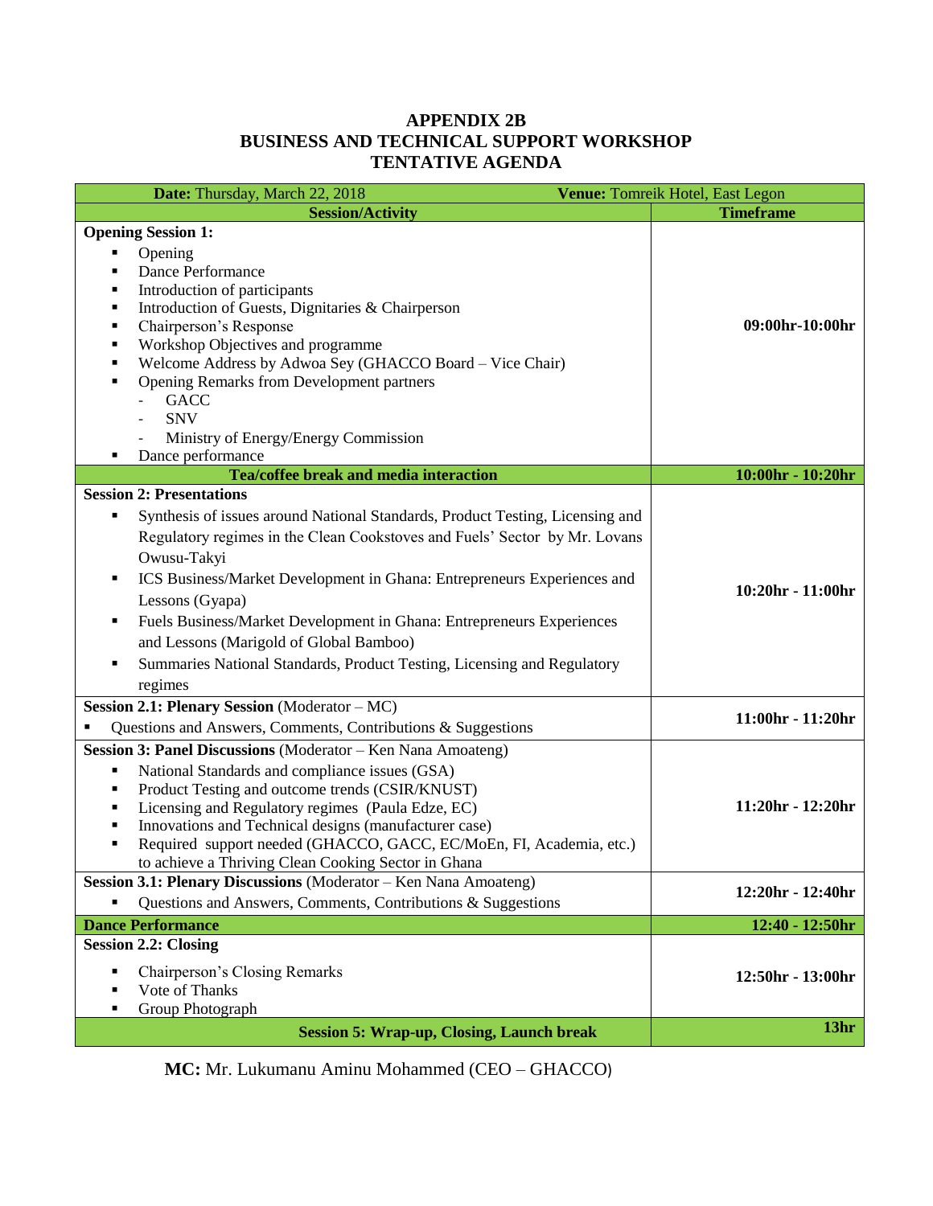# APPENDIX 2B
# BUSINESS AND TECHNICAL SUPPORT WORKSHOP
# TENTATIVE AGENDA

| **Date:** Thursday, March 22, 2018 **Venue:** Tomreik Hotel, East Legon | |
|---|---|
| **Session/Activity** | **Timeframe** |
| **Opening Session 1:**<br>▪ Opening<br>▪ Dance Performance<br>▪ Introduction of participants<br>▪ Introduction of Guests, Dignitaries & Chairperson<br>▪ Chairperson's Response<br>▪ Workshop Objectives and programme<br>▪ Welcome Address by Adwoa Sey (GHACCO Board – Vice Chair)<br>▪ Opening Remarks from Development partners<br>- GACC<br>- SNV<br>- Ministry of Energy/Energy Commission<br>▪ Dance performance | **09:00hr-10:00hr** |
| **Tea/coffee break and media interaction** | **10:00hr - 10:20hr** |
| **Session 2: Presentations**<br>▪ Synthesis of issues around National Standards, Product Testing, Licensing and Regulatory regimes in the Clean Cookstoves and Fuels' Sector by Mr. Lovans Owusu-Takyi<br>▪ ICS Business/Market Development in Ghana: Entrepreneurs Experiences and Lessons (Gyapa)<br>▪ Fuels Business/Market Development in Ghana: Entrepreneurs Experiences and Lessons (Marigold of Global Bamboo)<br>▪ Summaries National Standards, Product Testing, Licensing and Regulatory regimes | **10:20hr - 11:00hr** |
| **Session 2.1: Plenary Session** (Moderator – MC)<br>▪ Questions and Answers, Comments, Contributions & Suggestions | **11:00hr - 11:20hr** |
| **Session 3: Panel Discussions** (Moderator – Ken Nana Amoateng)<br>▪ National Standards and compliance issues (GSA)<br>▪ Product Testing and outcome trends (CSIR/KNUST)<br>▪ Licensing and Regulatory regimes (Paula Edze, EC)<br>▪ Innovations and Technical designs (manufacturer case)<br>▪ Required support needed (GHACCO, GACC, EC/MoEn, FI, Academia, etc.) to achieve a Thriving Clean Cooking Sector in Ghana | **11:20hr - 12:20hr** |
| **Session 3.1: Plenary Discussions** (Moderator – Ken Nana Amoateng)<br>▪ Questions and Answers, Comments, Contributions & Suggestions | **12:20hr - 12:40hr** |
| **Dance Performance** | **12:40 - 12:50hr** |
| **Session 2.2: Closing**<br>▪ Chairperson's Closing Remarks<br>▪ Vote of Thanks<br>▪ Group Photograph | **12:50hr - 13:00hr** |
| **Session 5: Wrap-up, Closing, Launch break** | **13hr** |

**MC:** Mr. Lukumanu Aminu Mohammed (CEO – GHACCO)